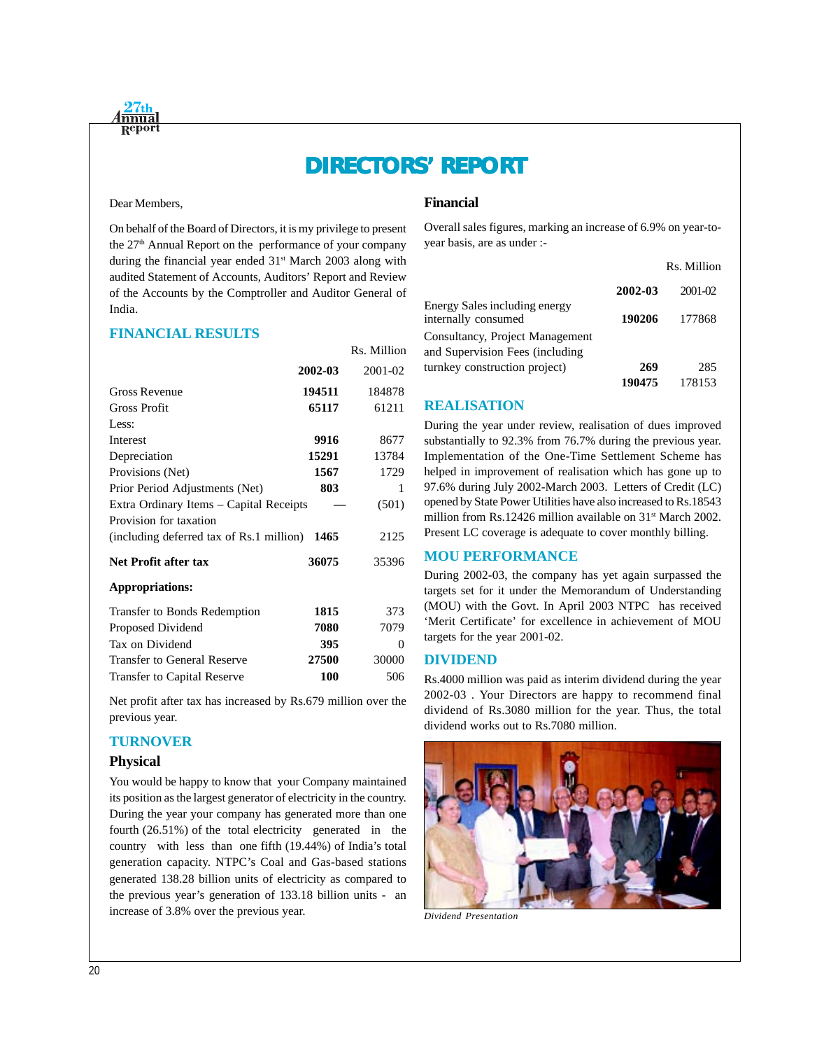# DIRECTORS' REPORT

Dear Members,

On behalf of the Board of Directors, it is my privilege to present the 27th Annual Report on the performance of your company during the financial year ended 31st March 2003 along with audited Statement of Accounts, Auditors' Report and Review of the Accounts by the Comptroller and Auditor General of India.

## FINANCIAL RESULTS

Rs. Million

| | 2002-03 | 2001-02 |
|---|---|---|
| Gross Revenue | **194511** | 184878 |
| Gross Profit | **65117** | 61211 |
| Less: | | |
| Interest | **9916** | 8677 |
| Depreciation | **15291** | 13784 |
| Provisions (Net) | **1567** | 1729 |
| Prior Period Adjustments (Net) | **803** | 1 |
| Extra Ordinary Items – Capital Receipts | **—** | (501) |
| Provision for taxation (including deferred tax of Rs.1 million) | **1465** | 2125 |
| **Net Profit after tax** | **36075** | 35396 |
| **Appropriations:** | | |
| Transfer to Bonds Redemption | **1815** | 373 |
| Proposed Dividend | **7080** | 7079 |
| Tax on Dividend | **395** | 0 |
| Transfer to General Reserve | **27500** | 30000 |
| Transfer to Capital Reserve | **100** | 506 |

Net profit after tax has increased by Rs.679 million over the previous year.

## TURNOVER

### Physical

You would be happy to know that your Company maintained its position as the largest generator of electricity in the country. During the year your company has generated more than one fourth (26.51%) of the total electricity generated in the country with less than one fifth (19.44%) of India's total generation capacity. NTPC's Coal and Gas-based stations generated 138.28 billion units of electricity as compared to the previous year's generation of 133.18 billion units - an increase of 3.8% over the previous year.

### Financial

Overall sales figures, marking an increase of 6.9% on year-to-year basis, are as under :-

Rs. Million

| | 2002-03 | 2001-02 |
|---|---|---|
| Energy Sales including energy internally consumed | **190206** | 177868 |
| Consultancy, Project Management and Supervision Fees (including turnkey construction project) | **269** | 285 |
| | **190475** | 178153 |

## REALISATION

During the year under review, realisation of dues improved substantially to 92.3% from 76.7% during the previous year. Implementation of the One-Time Settlement Scheme has helped in improvement of realisation which has gone up to 97.6% during July 2002-March 2003. Letters of Credit (LC) opened by State Power Utilities have also increased to Rs.18543 million from Rs.12426 million available on 31st March 2002. Present LC coverage is adequate to cover monthly billing.

## MOU PERFORMANCE

During 2002-03, the company has yet again surpassed the targets set for it under the Memorandum of Understanding (MOU) with the Govt. In April 2003 NTPC has received 'Merit Certificate' for excellence in achievement of MOU targets for the year 2001-02.

## DIVIDEND

Rs.4000 million was paid as interim dividend during the year 2002-03 . Your Directors are happy to recommend final dividend of Rs.3080 million for the year. Thus, the total dividend works out to Rs.7080 million.

*Dividend Presentation*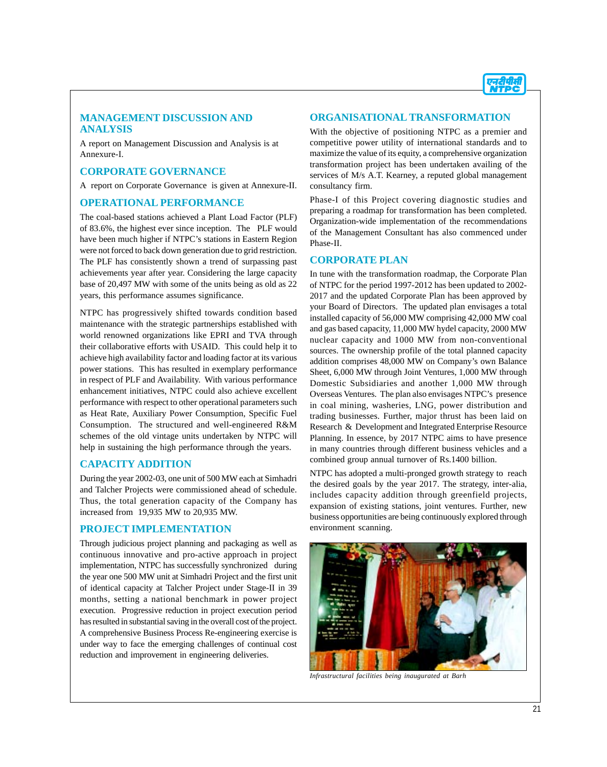## MANAGEMENT DISCUSSION AND ANALYSIS

A report on Management Discussion and Analysis is at Annexure-I.

## CORPORATE GOVERNANCE

A report on Corporate Governance is given at Annexure-II.

## OPERATIONAL PERFORMANCE

The coal-based stations achieved a Plant Load Factor (PLF) of 83.6%, the highest ever since inception. The PLF would have been much higher if NTPC's stations in Eastern Region were not forced to back down generation due to grid restriction. The PLF has consistently shown a trend of surpassing past achievements year after year. Considering the large capacity base of 20,497 MW with some of the units being as old as 22 years, this performance assumes significance.

NTPC has progressively shifted towards condition based maintenance with the strategic partnerships established with world renowned organizations like EPRI and TVA through their collaborative efforts with USAID. This could help it to achieve high availability factor and loading factor at its various power stations. This has resulted in exemplary performance in respect of PLF and Availability. With various performance enhancement initiatives, NTPC could also achieve excellent performance with respect to other operational parameters such as Heat Rate, Auxiliary Power Consumption, Specific Fuel Consumption. The structured and well-engineered R&M schemes of the old vintage units undertaken by NTPC will help in sustaining the high performance through the years.

## CAPACITY ADDITION

During the year 2002-03, one unit of 500 MW each at Simhadri and Talcher Projects were commissioned ahead of schedule. Thus, the total generation capacity of the Company has increased from 19,935 MW to 20,935 MW.

## PROJECT IMPLEMENTATION

Through judicious project planning and packaging as well as continuous innovative and pro-active approach in project implementation, NTPC has successfully synchronized during the year one 500 MW unit at Simhadri Project and the first unit of identical capacity at Talcher Project under Stage-II in 39 months, setting a national benchmark in power project execution. Progressive reduction in project execution period has resulted in substantial saving in the overall cost of the project. A comprehensive Business Process Re-engineering exercise is under way to face the emerging challenges of continual cost reduction and improvement in engineering deliveries.

## ORGANISATIONAL TRANSFORMATION

With the objective of positioning NTPC as a premier and competitive power utility of international standards and to maximize the value of its equity, a comprehensive organization transformation project has been undertaken availing of the services of M/s A.T. Kearney, a reputed global management consultancy firm.

Phase-I of this Project covering diagnostic studies and preparing a roadmap for transformation has been completed. Organization-wide implementation of the recommendations of the Management Consultant has also commenced under Phase-II.

## CORPORATE PLAN

In tune with the transformation roadmap, the Corporate Plan of NTPC for the period 1997-2012 has been updated to 2002-2017 and the updated Corporate Plan has been approved by your Board of Directors. The updated plan envisages a total installed capacity of 56,000 MW comprising 42,000 MW coal and gas based capacity, 11,000 MW hydel capacity, 2000 MW nuclear capacity and 1000 MW from non-conventional sources. The ownership profile of the total planned capacity addition comprises 48,000 MW on Company's own Balance Sheet, 6,000 MW through Joint Ventures, 1,000 MW through Domestic Subsidiaries and another 1,000 MW through Overseas Ventures. The plan also envisages NTPC's presence in coal mining, washeries, LNG, power distribution and trading businesses. Further, major thrust has been laid on Research & Development and Integrated Enterprise Resource Planning. In essence, by 2017 NTPC aims to have presence in many countries through different business vehicles and a combined group annual turnover of Rs.1400 billion.

NTPC has adopted a multi-pronged growth strategy to reach the desired goals by the year 2017. The strategy, inter-alia, includes capacity addition through greenfield projects, expansion of existing stations, joint ventures. Further, new business opportunities are being continuously explored through environment scanning.

*Infrastructural facilities being inaugurated at Barh*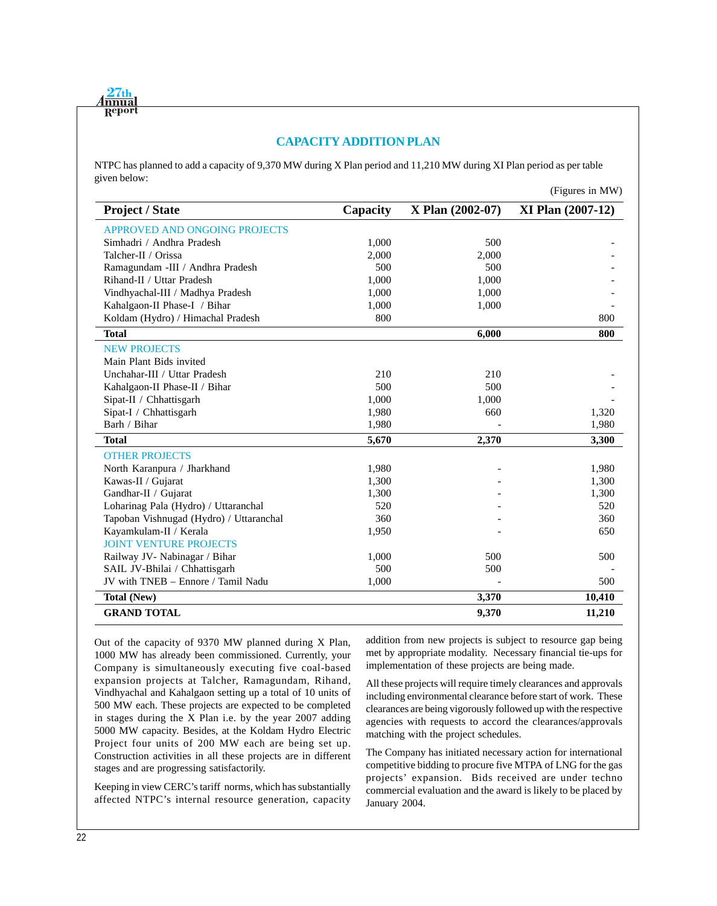## CAPACITY ADDITION PLAN

NTPC has planned to add a capacity of 9,370 MW during X Plan period and 11,210 MW during XI Plan period as per table given below:

(Figures in MW)

| Project / State | Capacity | X Plan (2002-07) | XI Plan (2007-12) |
|---|---|---|---|
| APPROVED AND ONGOING PROJECTS | | | |
| Simhadri / Andhra Pradesh | 1,000 | 500 | - |
| Talcher-II / Orissa | 2,000 | 2,000 | - |
| Ramagundam -III / Andhra Pradesh | 500 | 500 | - |
| Rihand-II / Uttar Pradesh | 1,000 | 1,000 | - |
| Vindhyachal-III / Madhya Pradesh | 1,000 | 1,000 | - |
| Kahalgaon-II Phase-I / Bihar | 1,000 | 1,000 | - |
| Koldam (Hydro) / Himachal Pradesh | 800 | | 800 |
| **Total** | | **6,000** | **800** |
| NEW PROJECTS | | | |
| Main Plant Bids invited | | | |
| Unchahar-III / Uttar Pradesh | 210 | 210 | - |
| Kahalgaon-II Phase-II / Bihar | 500 | 500 | - |
| Sipat-II / Chhattisgarh | 1,000 | 1,000 | - |
| Sipat-I / Chhattisgarh | 1,980 | 660 | 1,320 |
| Barh / Bihar | 1,980 | - | 1,980 |
| **Total** | **5,670** | **2,370** | **3,300** |
| OTHER PROJECTS | | | |
| North Karanpura / Jharkhand | 1,980 | - | 1,980 |
| Kawas-II / Gujarat | 1,300 | - | 1,300 |
| Gandhar-II / Gujarat | 1,300 | - | 1,300 |
| Loharinag Pala (Hydro) / Uttaranchal | 520 | - | 520 |
| Tapoban Vishnugad (Hydro) / Uttaranchal | 360 | - | 360 |
| Kayamkulam-II / Kerala | 1,950 | - | 650 |
| JOINT VENTURE PROJECTS | | | |
| Railway JV- Nabinagar / Bihar | 1,000 | 500 | 500 |
| SAIL JV-Bhilai / Chhattisgarh | 500 | 500 | - |
| JV with TNEB – Ennore / Tamil Nadu | 1,000 | - | 500 |
| **Total (New)** | | **3,370** | **10,410** |
| **GRAND TOTAL** | | **9,370** | **11,210** |

Out of the capacity of 9370 MW planned during X Plan, 1000 MW has already been commissioned. Currently, your Company is simultaneously executing five coal-based expansion projects at Talcher, Ramagundam, Rihand, Vindhyachal and Kahalgaon setting up a total of 10 units of 500 MW each. These projects are expected to be completed in stages during the X Plan i.e. by the year 2007 adding 5000 MW capacity. Besides, at the Koldam Hydro Electric Project four units of 200 MW each are being set up. Construction activities in all these projects are in different stages and are progressing satisfactorily.

Keeping in view CERC's tariff norms, which has substantially affected NTPC's internal resource generation, capacity addition from new projects is subject to resource gap being met by appropriate modality. Necessary financial tie-ups for implementation of these projects are being made.

All these projects will require timely clearances and approvals including environmental clearance before start of work. These clearances are being vigorously followed up with the respective agencies with requests to accord the clearances/approvals matching with the project schedules.

The Company has initiated necessary action for international competitive bidding to procure five MTPA of LNG for the gas projects' expansion. Bids received are under techno commercial evaluation and the award is likely to be placed by January 2004.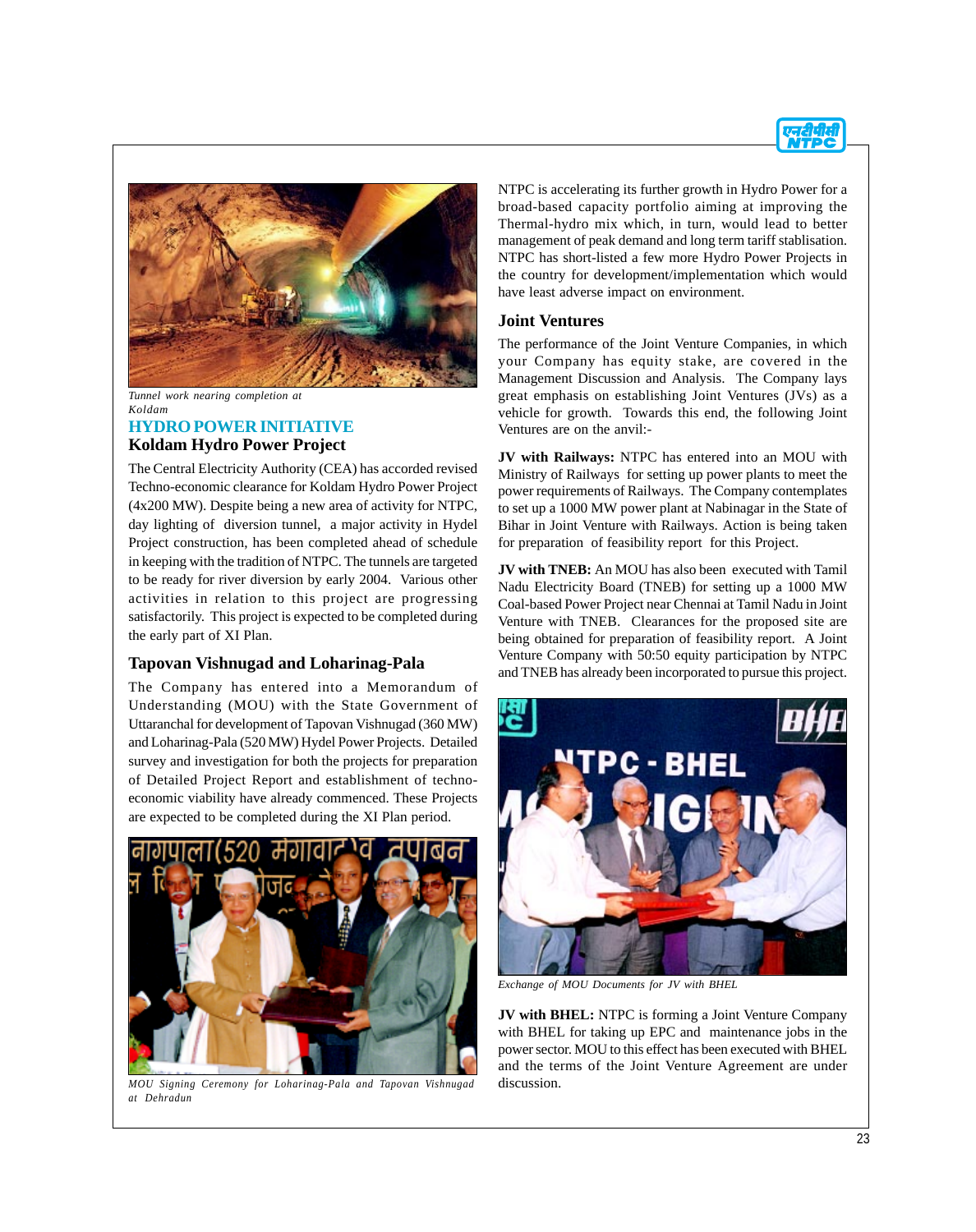*Tunnel work nearing completion at Koldam*

## HYDRO POWER INITIATIVE

### Koldam Hydro Power Project

The Central Electricity Authority (CEA) has accorded revised Techno-economic clearance for Koldam Hydro Power Project (4x200 MW). Despite being a new area of activity for NTPC, day lighting of diversion tunnel, a major activity in Hydel Project construction, has been completed ahead of schedule in keeping with the tradition of NTPC. The tunnels are targeted to be ready for river diversion by early 2004. Various other activities in relation to this project are progressing satisfactorily. This project is expected to be completed during the early part of XI Plan.

### Tapovan Vishnugad and Loharinag-Pala

The Company has entered into a Memorandum of Understanding (MOU) with the State Government of Uttaranchal for development of Tapovan Vishnugad (360 MW) and Loharinag-Pala (520 MW) Hydel Power Projects. Detailed survey and investigation for both the projects for preparation of Detailed Project Report and establishment of techno-economic viability have already commenced. These Projects are expected to be completed during the XI Plan period.

*MOU Signing Ceremony for Loharinag-Pala and Tapovan Vishnugad at Dehradun*

NTPC is accelerating its further growth in Hydro Power for a broad-based capacity portfolio aiming at improving the Thermal-hydro mix which, in turn, would lead to better management of peak demand and long term tariff stablisation. NTPC has short-listed a few more Hydro Power Projects in the country for development/implementation which would have least adverse impact on environment.

### Joint Ventures

The performance of the Joint Venture Companies, in which your Company has equity stake, are covered in the Management Discussion and Analysis. The Company lays great emphasis on establishing Joint Ventures (JVs) as a vehicle for growth. Towards this end, the following Joint Ventures are on the anvil:-

**JV with Railways:** NTPC has entered into an MOU with Ministry of Railways for setting up power plants to meet the power requirements of Railways. The Company contemplates to set up a 1000 MW power plant at Nabinagar in the State of Bihar in Joint Venture with Railways. Action is being taken for preparation of feasibility report for this Project.

**JV with TNEB:** An MOU has also been executed with Tamil Nadu Electricity Board (TNEB) for setting up a 1000 MW Coal-based Power Project near Chennai at Tamil Nadu in Joint Venture with TNEB. Clearances for the proposed site are being obtained for preparation of feasibility report. A Joint Venture Company with 50:50 equity participation by NTPC and TNEB has already been incorporated to pursue this project.

*Exchange of MOU Documents for JV with BHEL*

**JV with BHEL:** NTPC is forming a Joint Venture Company with BHEL for taking up EPC and maintenance jobs in the power sector. MOU to this effect has been executed with BHEL and the terms of the Joint Venture Agreement are under discussion.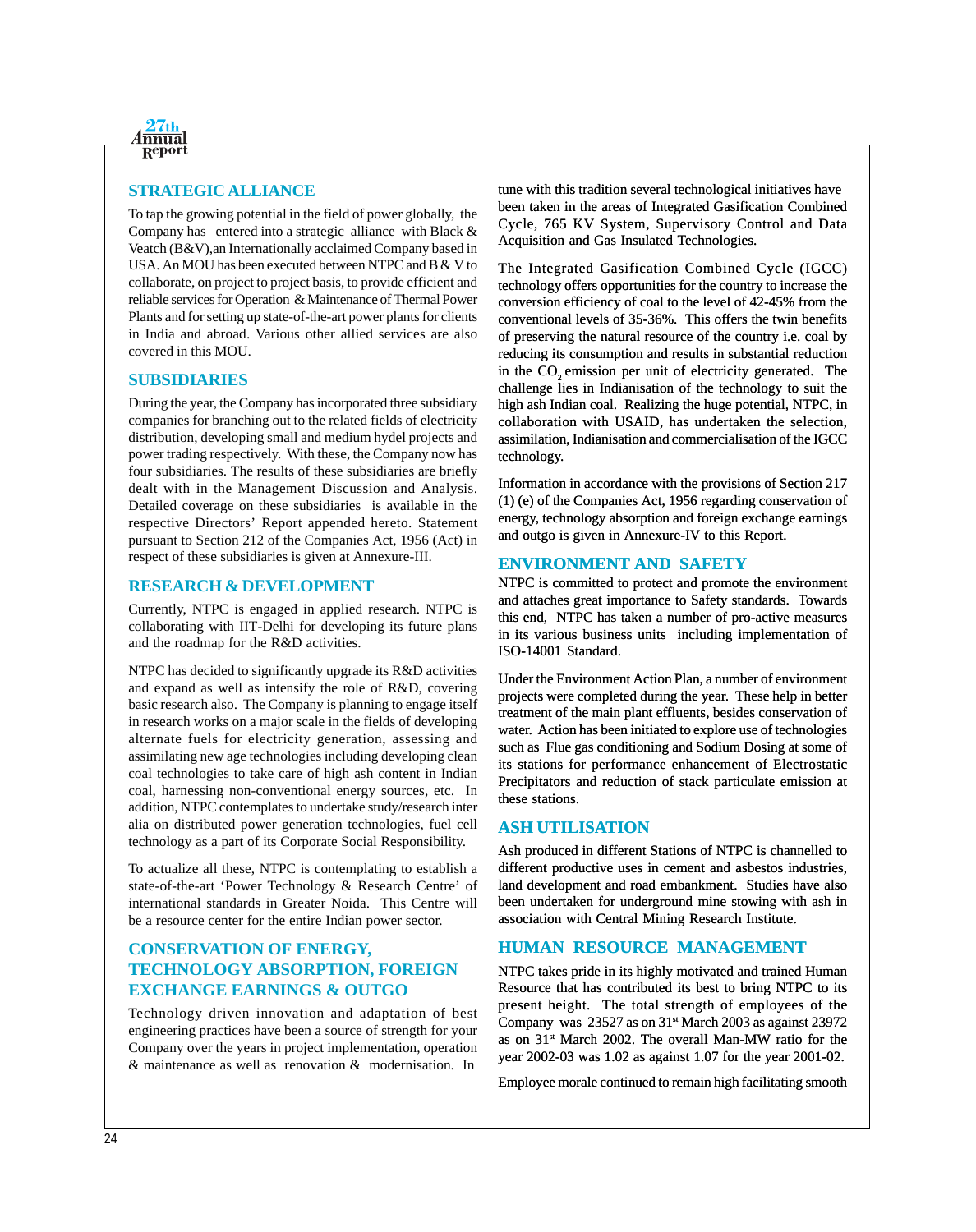## STRATEGIC ALLIANCE

To tap the growing potential in the field of power globally, the Company has entered into a strategic alliance with Black & Veatch (B&V),an Internationally acclaimed Company based in USA. An MOU has been executed between NTPC and B & V to collaborate, on project to project basis, to provide efficient and reliable services for Operation & Maintenance of Thermal Power Plants and for setting up state-of-the-art power plants for clients in India and abroad. Various other allied services are also covered in this MOU.

## SUBSIDIARIES

During the year, the Company has incorporated three subsidiary companies for branching out to the related fields of electricity distribution, developing small and medium hydel projects and power trading respectively. With these, the Company now has four subsidiaries. The results of these subsidiaries are briefly dealt with in the Management Discussion and Analysis. Detailed coverage on these subsidiaries is available in the respective Directors' Report appended hereto. Statement pursuant to Section 212 of the Companies Act, 1956 (Act) in respect of these subsidiaries is given at Annexure-III.

## RESEARCH & DEVELOPMENT

Currently, NTPC is engaged in applied research. NTPC is collaborating with IIT-Delhi for developing its future plans and the roadmap for the R&D activities.

NTPC has decided to significantly upgrade its R&D activities and expand as well as intensify the role of R&D, covering basic research also. The Company is planning to engage itself in research works on a major scale in the fields of developing alternate fuels for electricity generation, assessing and assimilating new age technologies including developing clean coal technologies to take care of high ash content in Indian coal, harnessing non-conventional energy sources, etc. In addition, NTPC contemplates to undertake study/research inter alia on distributed power generation technologies, fuel cell technology as a part of its Corporate Social Responsibility.

To actualize all these, NTPC is contemplating to establish a state-of-the-art 'Power Technology & Research Centre' of international standards in Greater Noida. This Centre will be a resource center for the entire Indian power sector.

## CONSERVATION OF ENERGY, TECHNOLOGY ABSORPTION, FOREIGN EXCHANGE EARNINGS & OUTGO

Technology driven innovation and adaptation of best engineering practices have been a source of strength for your Company over the years in project implementation, operation & maintenance as well as renovation & modernisation. In tune with this tradition several technological initiatives have been taken in the areas of Integrated Gasification Combined Cycle, 765 KV System, Supervisory Control and Data Acquisition and Gas Insulated Technologies.

The Integrated Gasification Combined Cycle (IGCC) technology offers opportunities for the country to increase the conversion efficiency of coal to the level of 42-45% from the conventional levels of 35-36%. This offers the twin benefits of preserving the natural resource of the country i.e. coal by reducing its consumption and results in substantial reduction in the $CO_2$ emission per unit of electricity generated. The challenge lies in Indianisation of the technology to suit the high ash Indian coal. Realizing the huge potential, NTPC, in collaboration with USAID, has undertaken the selection, assimilation, Indianisation and commercialisation of the IGCC technology.

Information in accordance with the provisions of Section 217 (1) (e) of the Companies Act, 1956 regarding conservation of energy, technology absorption and foreign exchange earnings and outgo is given in Annexure-IV to this Report.

## ENVIRONMENT AND SAFETY

NTPC is committed to protect and promote the environment and attaches great importance to Safety standards. Towards this end, NTPC has taken a number of pro-active measures in its various business units including implementation of ISO-14001 Standard.

Under the Environment Action Plan, a number of environment projects were completed during the year. These help in better treatment of the main plant effluents, besides conservation of water. Action has been initiated to explore use of technologies such as Flue gas conditioning and Sodium Dosing at some of its stations for performance enhancement of Electrostatic Precipitators and reduction of stack particulate emission at these stations.

## ASH UTILISATION

Ash produced in different Stations of NTPC is channelled to different productive uses in cement and asbestos industries, land development and road embankment. Studies have also been undertaken for underground mine stowing with ash in association with Central Mining Research Institute.

## HUMAN RESOURCE MANAGEMENT

NTPC takes pride in its highly motivated and trained Human Resource that has contributed its best to bring NTPC to its present height. The total strength of employees of the Company was 23527 as on 31st March 2003 as against 23972 as on 31st March 2002. The overall Man-MW ratio for the year 2002-03 was 1.02 as against 1.07 for the year 2001-02.

Employee morale continued to remain high facilitating smooth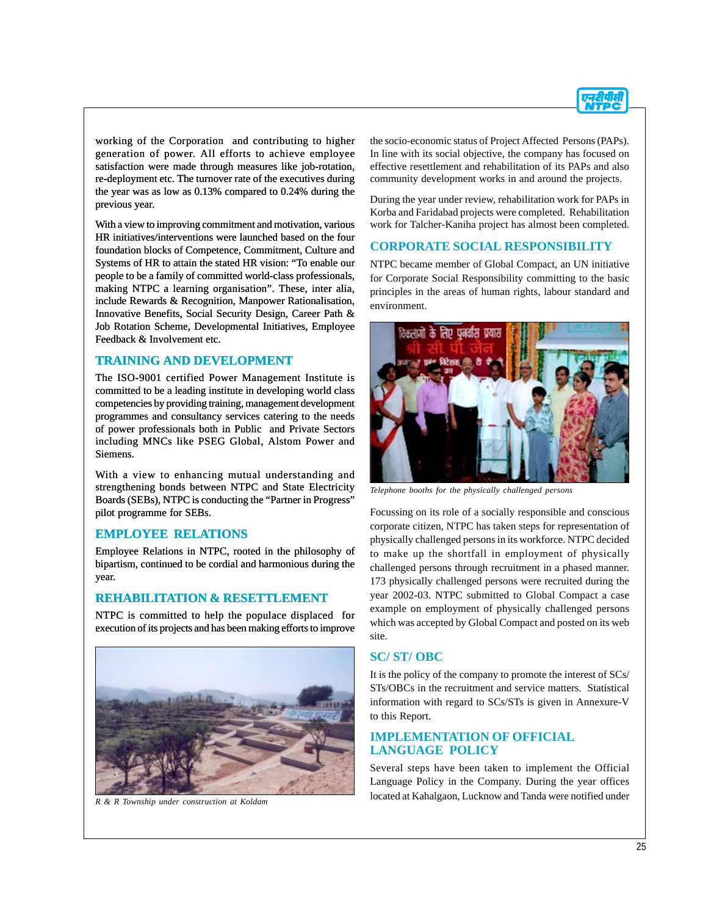working of the Corporation and contributing to higher generation of power. All efforts to achieve employee satisfaction were made through measures like job-rotation, re-deployment etc. The turnover rate of the executives during the year was as low as 0.13% compared to 0.24% during the previous year.

With a view to improving commitment and motivation, various HR initiatives/interventions were launched based on the four foundation blocks of Competence, Commitment, Culture and Systems of HR to attain the stated HR vision: "To enable our people to be a family of committed world-class professionals, making NTPC a learning organisation". These, inter alia, include Rewards & Recognition, Manpower Rationalisation, Innovative Benefits, Social Security Design, Career Path & Job Rotation Scheme, Developmental Initiatives, Employee Feedback & Involvement etc.

## TRAINING AND DEVELOPMENT

The ISO-9001 certified Power Management Institute is committed to be a leading institute in developing world class competencies by providing training, management development programmes and consultancy services catering to the needs of power professionals both in Public and Private Sectors including MNCs like PSEG Global, Alstom Power and Siemens.

With a view to enhancing mutual understanding and strengthening bonds between NTPC and State Electricity Boards (SEBs), NTPC is conducting the "Partner in Progress" pilot programme for SEBs.

## EMPLOYEE RELATIONS

Employee Relations in NTPC, rooted in the philosophy of bipartism, continued to be cordial and harmonious during the year.

## REHABILITATION & RESETTLEMENT

NTPC is committed to help the populace displaced for execution of its projects and has been making efforts to improve the socio-economic status of Project Affected Persons (PAPs). In line with its social objective, the company has focused on effective resettlement and rehabilitation of its PAPs and also community development works in and around the projects.

*R & R Township under construction at Koldam*

During the year under review, rehabilitation work for PAPs in Korba and Faridabad projects were completed. Rehabilitation work for Talcher-Kaniha project has almost been completed.

## CORPORATE SOCIAL RESPONSIBILITY

NTPC became member of Global Compact, an UN initiative for Corporate Social Responsibility committing to the basic principles in the areas of human rights, labour standard and environment.

*Telephone booths for the physically challenged persons*

Focussing on its role of a socially responsible and conscious corporate citizen, NTPC has taken steps for representation of physically challenged persons in its workforce. NTPC decided to make up the shortfall in employment of physically challenged persons through recruitment in a phased manner. 173 physically challenged persons were recruited during the year 2002-03. NTPC submitted to Global Compact a case example on employment of physically challenged persons which was accepted by Global Compact and posted on its web site.

## SC/ ST/ OBC

It is the policy of the company to promote the interest of SCs/ STs/OBCs in the recruitment and service matters. Statistical information with regard to SCs/STs is given in Annexure-V to this Report.

## IMPLEMENTATION OF OFFICIAL LANGUAGE POLICY

Several steps have been taken to implement the Official Language Policy in the Company. During the year offices located at Kahalgaon, Lucknow and Tanda were notified under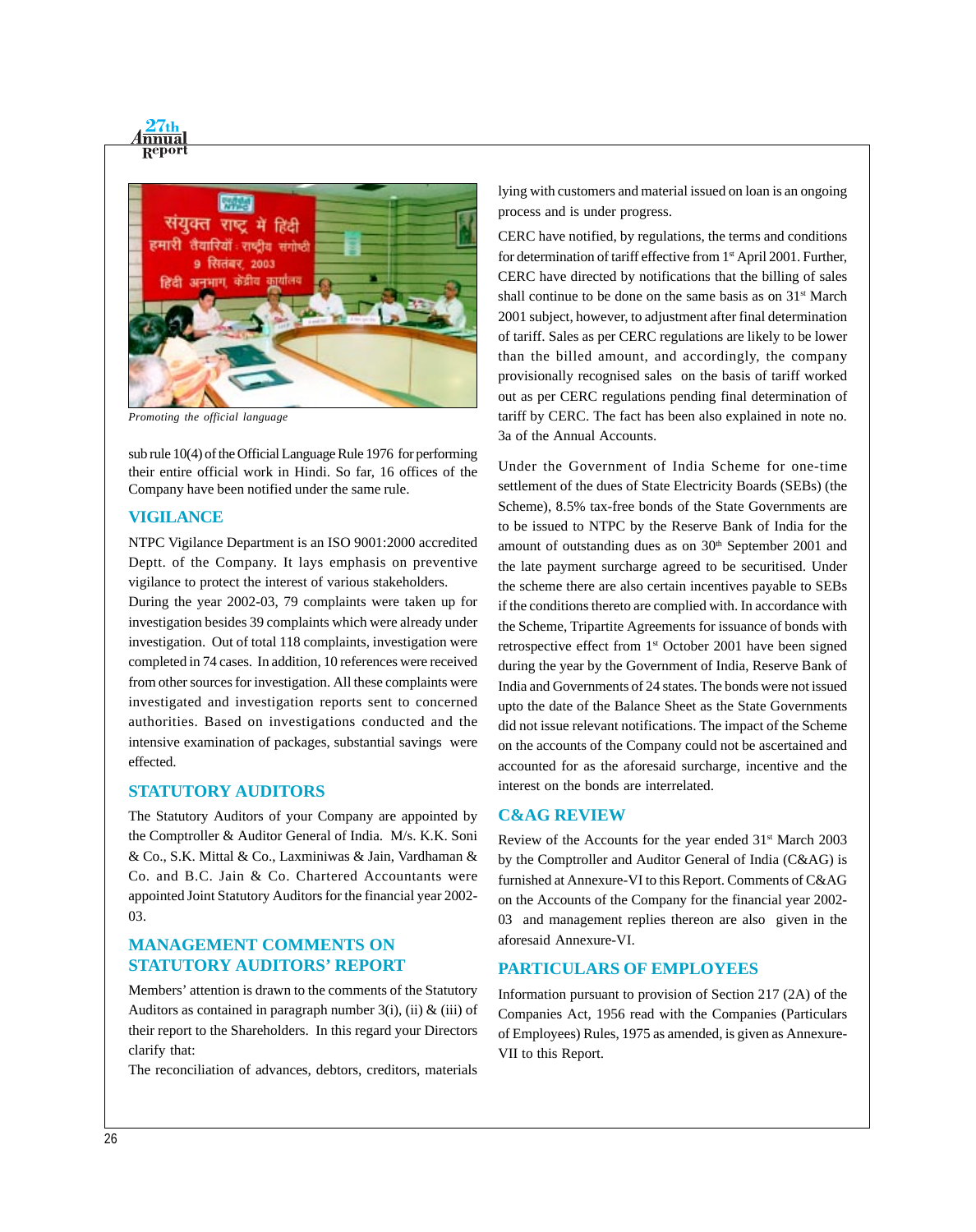*Promoting the official language*

sub rule 10(4) of the Official Language Rule 1976 for performing their entire official work in Hindi. So far, 16 offices of the Company have been notified under the same rule.

## VIGILANCE

NTPC Vigilance Department is an ISO 9001:2000 accredited Deptt. of the Company. It lays emphasis on preventive vigilance to protect the interest of various stakeholders.

During the year 2002-03, 79 complaints were taken up for investigation besides 39 complaints which were already under investigation. Out of total 118 complaints, investigation were completed in 74 cases. In addition, 10 references were received from other sources for investigation. All these complaints were investigated and investigation reports sent to concerned authorities. Based on investigations conducted and the intensive examination of packages, substantial savings were effected.

## STATUTORY AUDITORS

The Statutory Auditors of your Company are appointed by the Comptroller & Auditor General of India. M/s. K.K. Soni & Co., S.K. Mittal & Co., Laxminiwas & Jain, Vardhaman & Co. and B.C. Jain & Co. Chartered Accountants were appointed Joint Statutory Auditors for the financial year 2002-03.

## MANAGEMENT COMMENTS ON STATUTORY AUDITORS' REPORT

Members' attention is drawn to the comments of the Statutory Auditors as contained in paragraph number 3(i), (ii) & (iii) of their report to the Shareholders. In this regard your Directors clarify that:

The reconciliation of advances, debtors, creditors, materials lying with customers and material issued on loan is an ongoing process and is under progress.

CERC have notified, by regulations, the terms and conditions for determination of tariff effective from 1st April 2001. Further, CERC have directed by notifications that the billing of sales shall continue to be done on the same basis as on 31st March 2001 subject, however, to adjustment after final determination of tariff. Sales as per CERC regulations are likely to be lower than the billed amount, and accordingly, the company provisionally recognised sales on the basis of tariff worked out as per CERC regulations pending final determination of tariff by CERC. The fact has been also explained in note no. 3a of the Annual Accounts.

Under the Government of India Scheme for one-time settlement of the dues of State Electricity Boards (SEBs) (the Scheme), 8.5% tax-free bonds of the State Governments are to be issued to NTPC by the Reserve Bank of India for the amount of outstanding dues as on 30th September 2001 and the late payment surcharge agreed to be securitised. Under the scheme there are also certain incentives payable to SEBs if the conditions thereto are complied with. In accordance with the Scheme, Tripartite Agreements for issuance of bonds with retrospective effect from 1st October 2001 have been signed during the year by the Government of India, Reserve Bank of India and Governments of 24 states. The bonds were not issued upto the date of the Balance Sheet as the State Governments did not issue relevant notifications. The impact of the Scheme on the accounts of the Company could not be ascertained and accounted for as the aforesaid surcharge, incentive and the interest on the bonds are interrelated.

## C&AG REVIEW

Review of the Accounts for the year ended 31st March 2003 by the Comptroller and Auditor General of India (C&AG) is furnished at Annexure-VI to this Report. Comments of C&AG on the Accounts of the Company for the financial year 2002-03 and management replies thereon are also given in the aforesaid Annexure-VI.

## PARTICULARS OF EMPLOYEES

Information pursuant to provision of Section 217 (2A) of the Companies Act, 1956 read with the Companies (Particulars of Employees) Rules, 1975 as amended, is given as Annexure-VII to this Report.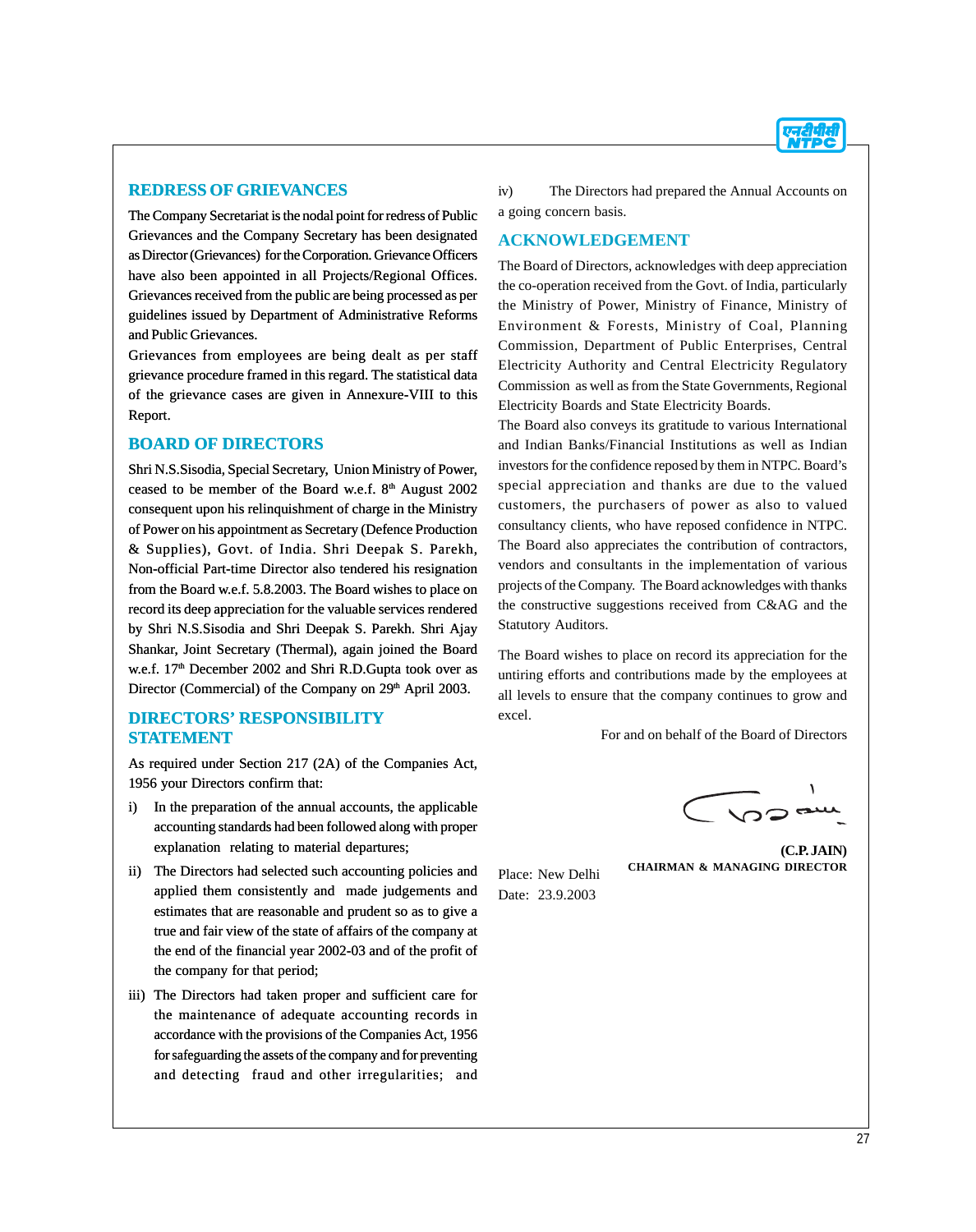## REDRESS OF GRIEVANCES

The Company Secretariat is the nodal point for redress of Public Grievances and the Company Secretary has been designated as Director (Grievances) for the Corporation. Grievance Officers have also been appointed in all Projects/Regional Offices. Grievances received from the public are being processed as per guidelines issued by Department of Administrative Reforms and Public Grievances.

Grievances from employees are being dealt as per staff grievance procedure framed in this regard. The statistical data of the grievance cases are given in Annexure-VIII to this Report.

## BOARD OF DIRECTORS

Shri N.S.Sisodia, Special Secretary, Union Ministry of Power, ceased to be member of the Board w.e.f. 8th August 2002 consequent upon his relinquishment of charge in the Ministry of Power on his appointment as Secretary (Defence Production & Supplies), Govt. of India. Shri Deepak S. Parekh, Non-official Part-time Director also tendered his resignation from the Board w.e.f. 5.8.2003. The Board wishes to place on record its deep appreciation for the valuable services rendered by Shri N.S.Sisodia and Shri Deepak S. Parekh. Shri Ajay Shankar, Joint Secretary (Thermal), again joined the Board w.e.f. 17th December 2002 and Shri R.D.Gupta took over as Director (Commercial) of the Company on 29th April 2003.

## DIRECTORS' RESPONSIBILITY STATEMENT

As required under Section 217 (2A) of the Companies Act, 1956 your Directors confirm that:

i) In the preparation of the annual accounts, the applicable accounting standards had been followed along with proper explanation relating to material departures;

ii) The Directors had selected such accounting policies and applied them consistently and made judgements and estimates that are reasonable and prudent so as to give a true and fair view of the state of affairs of the company at the end of the financial year 2002-03 and of the profit of the company for that period;

iii) The Directors had taken proper and sufficient care for the maintenance of adequate accounting records in accordance with the provisions of the Companies Act, 1956 for safeguarding the assets of the company and for preventing and detecting fraud and other irregularities; and

iv) The Directors had prepared the Annual Accounts on a going concern basis.

## ACKNOWLEDGEMENT

The Board of Directors, acknowledges with deep appreciation the co-operation received from the Govt. of India, particularly the Ministry of Power, Ministry of Finance, Ministry of Environment & Forests, Ministry of Coal, Planning Commission, Department of Public Enterprises, Central Electricity Authority and Central Electricity Regulatory Commission as well as from the State Governments, Regional Electricity Boards and State Electricity Boards.

The Board also conveys its gratitude to various International and Indian Banks/Financial Institutions as well as Indian investors for the confidence reposed by them in NTPC. Board's special appreciation and thanks are due to the valued customers, the purchasers of power as also to valued consultancy clients, who have reposed confidence in NTPC. The Board also appreciates the contribution of contractors, vendors and consultants in the implementation of various projects of the Company. The Board acknowledges with thanks the constructive suggestions received from C&AG and the Statutory Auditors.

The Board wishes to place on record its appreciation for the untiring efforts and contributions made by the employees at all levels to ensure that the company continues to grow and excel.

For and on behalf of the Board of Directors

**(C.P. JAIN)**
**CHAIRMAN & MANAGING DIRECTOR**

Place: New Delhi
Date: 23.9.2003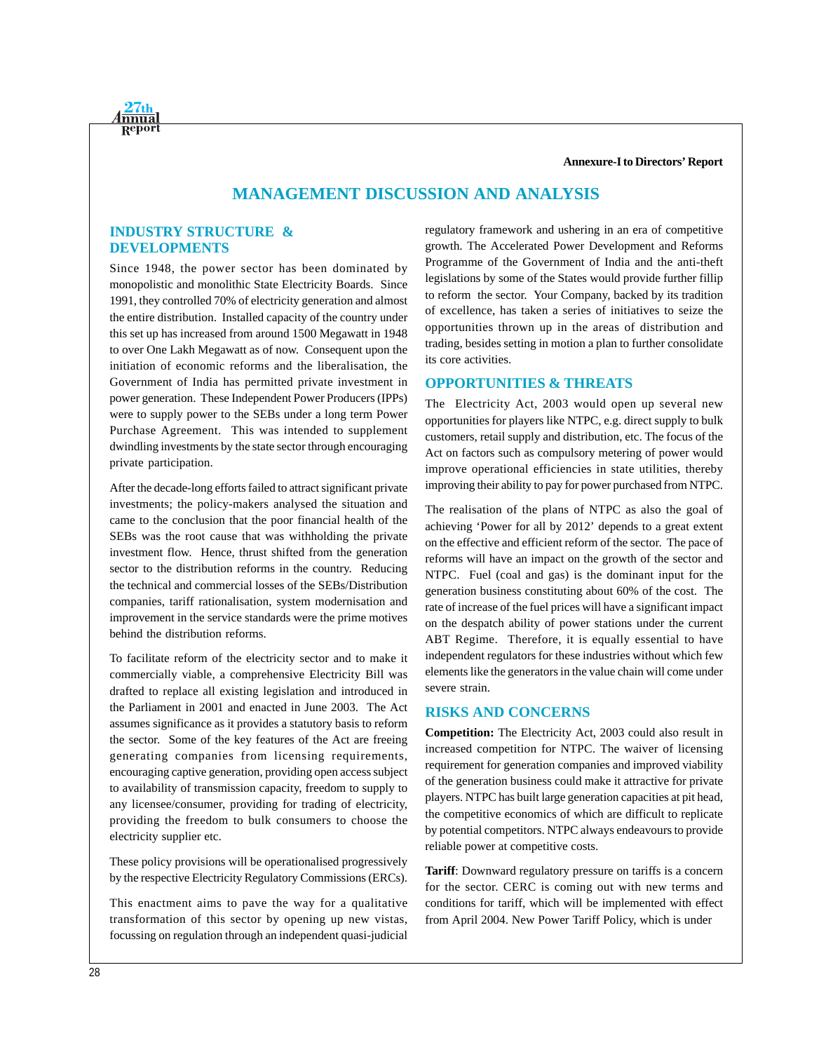Annexure-I to Directors' Report

# MANAGEMENT DISCUSSION AND ANALYSIS

## INDUSTRY STRUCTURE & DEVELOPMENTS

Since 1948, the power sector has been dominated by monopolistic and monolithic State Electricity Boards. Since 1991, they controlled 70% of electricity generation and almost the entire distribution. Installed capacity of the country under this set up has increased from around 1500 Megawatt in 1948 to over One Lakh Megawatt as of now. Consequent upon the initiation of economic reforms and the liberalisation, the Government of India has permitted private investment in power generation. These Independent Power Producers (IPPs) were to supply power to the SEBs under a long term Power Purchase Agreement. This was intended to supplement dwindling investments by the state sector through encouraging private participation.

After the decade-long efforts failed to attract significant private investments; the policy-makers analysed the situation and came to the conclusion that the poor financial health of the SEBs was the root cause that was withholding the private investment flow. Hence, thrust shifted from the generation sector to the distribution reforms in the country. Reducing the technical and commercial losses of the SEBs/Distribution companies, tariff rationalisation, system modernisation and improvement in the service standards were the prime motives behind the distribution reforms.

To facilitate reform of the electricity sector and to make it commercially viable, a comprehensive Electricity Bill was drafted to replace all existing legislation and introduced in the Parliament in 2001 and enacted in June 2003. The Act assumes significance as it provides a statutory basis to reform the sector. Some of the key features of the Act are freeing generating companies from licensing requirements, encouraging captive generation, providing open access subject to availability of transmission capacity, freedom to supply to any licensee/consumer, providing for trading of electricity, providing the freedom to bulk consumers to choose the electricity supplier etc.

These policy provisions will be operationalised progressively by the respective Electricity Regulatory Commissions (ERCs).

This enactment aims to pave the way for a qualitative transformation of this sector by opening up new vistas, focussing on regulation through an independent quasi-judicial regulatory framework and ushering in an era of competitive growth. The Accelerated Power Development and Reforms Programme of the Government of India and the anti-theft legislations by some of the States would provide further fillip to reform the sector. Your Company, backed by its tradition of excellence, has taken a series of initiatives to seize the opportunities thrown up in the areas of distribution and trading, besides setting in motion a plan to further consolidate its core activities.

## OPPORTUNITIES & THREATS

The Electricity Act, 2003 would open up several new opportunities for players like NTPC, e.g. direct supply to bulk customers, retail supply and distribution, etc. The focus of the Act on factors such as compulsory metering of power would improve operational efficiencies in state utilities, thereby improving their ability to pay for power purchased from NTPC.

The realisation of the plans of NTPC as also the goal of achieving 'Power for all by 2012' depends to a great extent on the effective and efficient reform of the sector. The pace of reforms will have an impact on the growth of the sector and NTPC. Fuel (coal and gas) is the dominant input for the generation business constituting about 60% of the cost. The rate of increase of the fuel prices will have a significant impact on the despatch ability of power stations under the current ABT Regime. Therefore, it is equally essential to have independent regulators for these industries without which few elements like the generators in the value chain will come under severe strain.

## RISKS AND CONCERNS

**Competition:** The Electricity Act, 2003 could also result in increased competition for NTPC. The waiver of licensing requirement for generation companies and improved viability of the generation business could make it attractive for private players. NTPC has built large generation capacities at pit head, the competitive economics of which are difficult to replicate by potential competitors. NTPC always endeavours to provide reliable power at competitive costs.

**Tariff**: Downward regulatory pressure on tariffs is a concern for the sector. CERC is coming out with new terms and conditions for tariff, which will be implemented with effect from April 2004. New Power Tariff Policy, which is under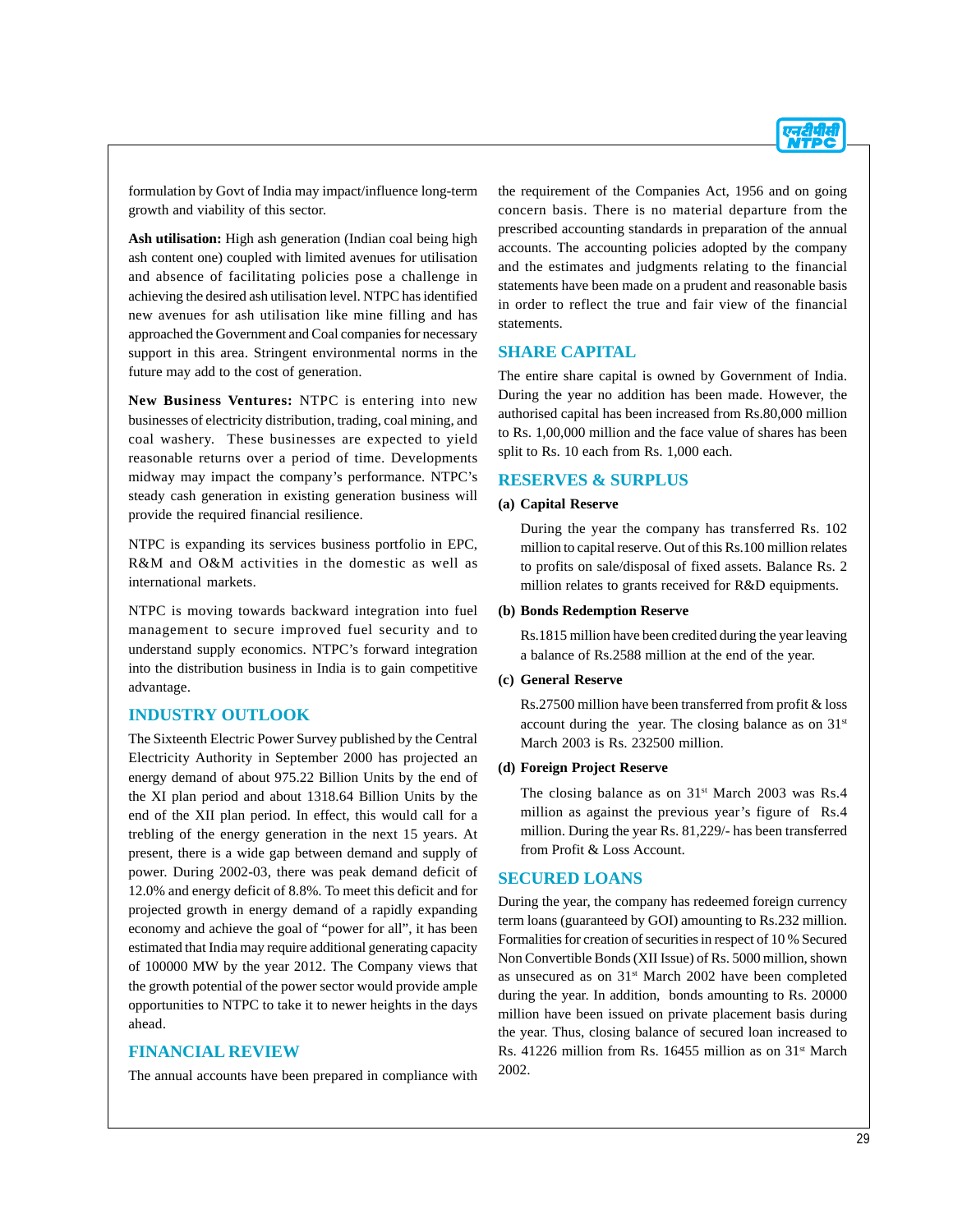formulation by Govt of India may impact/influence long-term growth and viability of this sector.

**Ash utilisation:** High ash generation (Indian coal being high ash content one) coupled with limited avenues for utilisation and absence of facilitating policies pose a challenge in achieving the desired ash utilisation level. NTPC has identified new avenues for ash utilisation like mine filling and has approached the Government and Coal companies for necessary support in this area. Stringent environmental norms in the future may add to the cost of generation.

**New Business Ventures:** NTPC is entering into new businesses of electricity distribution, trading, coal mining, and coal washery. These businesses are expected to yield reasonable returns over a period of time. Developments midway may impact the company's performance. NTPC's steady cash generation in existing generation business will provide the required financial resilience.

NTPC is expanding its services business portfolio in EPC, R&M and O&M activities in the domestic as well as international markets.

NTPC is moving towards backward integration into fuel management to secure improved fuel security and to understand supply economics. NTPC's forward integration into the distribution business in India is to gain competitive advantage.

## INDUSTRY OUTLOOK

The Sixteenth Electric Power Survey published by the Central Electricity Authority in September 2000 has projected an energy demand of about 975.22 Billion Units by the end of the XI plan period and about 1318.64 Billion Units by the end of the XII plan period. In effect, this would call for a trebling of the energy generation in the next 15 years. At present, there is a wide gap between demand and supply of power. During 2002-03, there was peak demand deficit of 12.0% and energy deficit of 8.8%. To meet this deficit and for projected growth in energy demand of a rapidly expanding economy and achieve the goal of "power for all", it has been estimated that India may require additional generating capacity of 100000 MW by the year 2012. The Company views that the growth potential of the power sector would provide ample opportunities to NTPC to take it to newer heights in the days ahead.

## FINANCIAL REVIEW

The annual accounts have been prepared in compliance with the requirement of the Companies Act, 1956 and on going concern basis. There is no material departure from the prescribed accounting standards in preparation of the annual accounts. The accounting policies adopted by the company and the estimates and judgments relating to the financial statements have been made on a prudent and reasonable basis in order to reflect the true and fair view of the financial statements.

## SHARE CAPITAL

The entire share capital is owned by Government of India. During the year no addition has been made. However, the authorised capital has been increased from Rs.80,000 million to Rs. 1,00,000 million and the face value of shares has been split to Rs. 10 each from Rs. 1,000 each.

## RESERVES & SURPLUS

**(a) Capital Reserve**

During the year the company has transferred Rs. 102 million to capital reserve. Out of this Rs.100 million relates to profits on sale/disposal of fixed assets. Balance Rs. 2 million relates to grants received for R&D equipments.

**(b) Bonds Redemption Reserve**

Rs.1815 million have been credited during the year leaving a balance of Rs.2588 million at the end of the year.

**(c) General Reserve**

Rs.27500 million have been transferred from profit & loss account during the year. The closing balance as on 31st March 2003 is Rs. 232500 million.

**(d) Foreign Project Reserve**

The closing balance as on 31st March 2003 was Rs.4 million as against the previous year's figure of Rs.4 million. During the year Rs. 81,229/- has been transferred from Profit & Loss Account.

## SECURED LOANS

During the year, the company has redeemed foreign currency term loans (guaranteed by GOI) amounting to Rs.232 million. Formalities for creation of securities in respect of 10 % Secured Non Convertible Bonds (XII Issue) of Rs. 5000 million, shown as unsecured as on 31st March 2002 have been completed during the year. In addition, bonds amounting to Rs. 20000 million have been issued on private placement basis during the year. Thus, closing balance of secured loan increased to Rs. 41226 million from Rs. 16455 million as on 31st March 2002.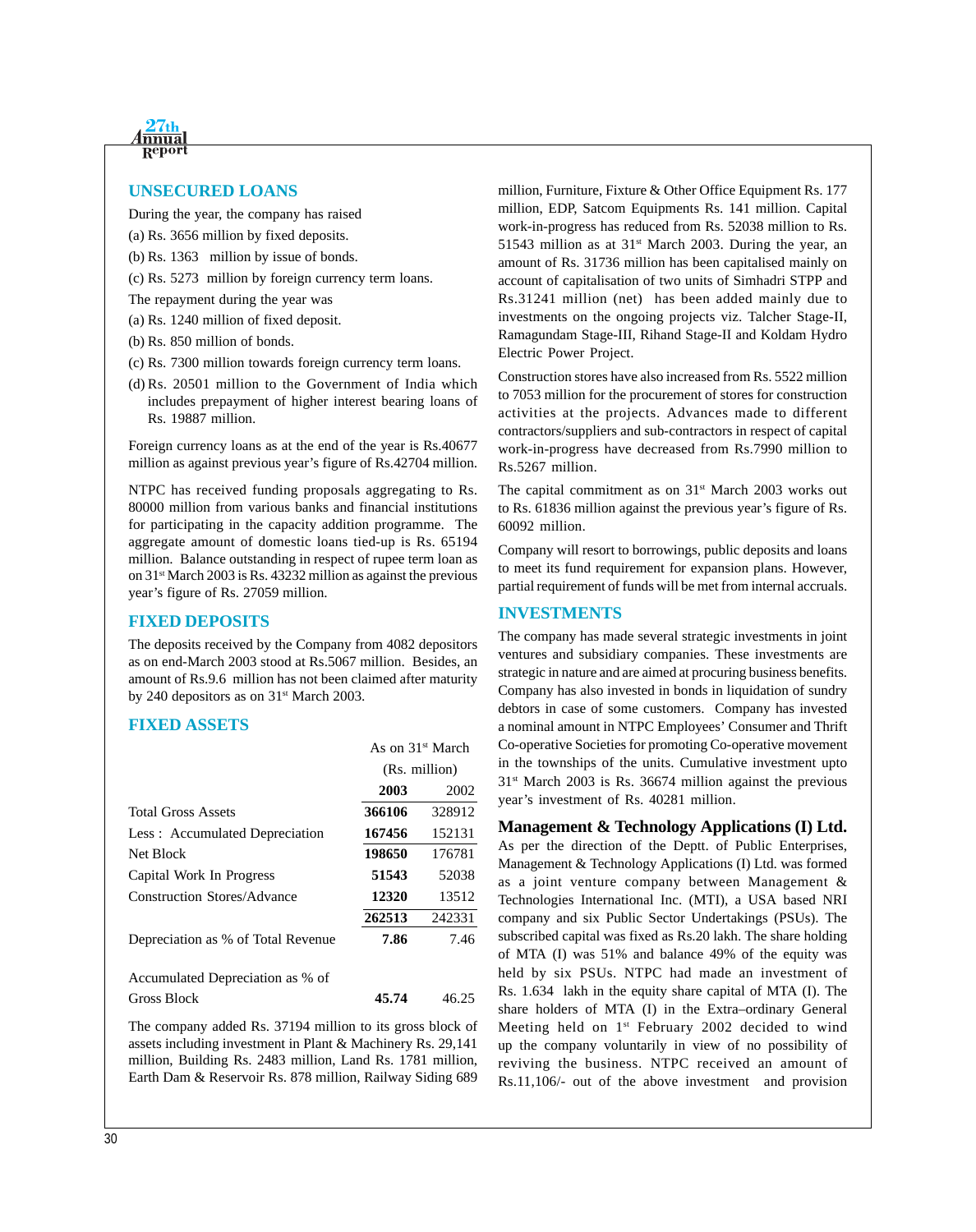## UNSECURED LOANS

During the year, the company has raised

(a) Rs. 3656 million by fixed deposits.

(b) Rs. 1363 million by issue of bonds.

(c) Rs. 5273 million by foreign currency term loans.

The repayment during the year was

(a) Rs. 1240 million of fixed deposit.

(b) Rs. 850 million of bonds.

(c) Rs. 7300 million towards foreign currency term loans.

(d) Rs. 20501 million to the Government of India which includes prepayment of higher interest bearing loans of Rs. 19887 million.

Foreign currency loans as at the end of the year is Rs.40677 million as against previous year's figure of Rs.42704 million.

NTPC has received funding proposals aggregating to Rs. 80000 million from various banks and financial institutions for participating in the capacity addition programme. The aggregate amount of domestic loans tied-up is Rs. 65194 million. Balance outstanding in respect of rupee term loan as on 31st March 2003 is Rs. 43232 million as against the previous year's figure of Rs. 27059 million.

## FIXED DEPOSITS

The deposits received by the Company from 4082 depositors as on end-March 2003 stood at Rs.5067 million. Besides, an amount of Rs.9.6 million has not been claimed after maturity by 240 depositors as on 31st March 2003.

## FIXED ASSETS

| | As on 31st March (Rs. million) | |
|---|---|---|
| | **2003** | 2002 |
| Total Gross Assets | **366106** | 328912 |
| Less : Accumulated Depreciation | **167456** | 152131 |
| Net Block | **198650** | 176781 |
| Capital Work In Progress | **51543** | 52038 |
| Construction Stores/Advance | **12320** | 13512 |
| | **262513** | 242331 |
| Depreciation as % of Total Revenue | **7.86** | 7.46 |
| Accumulated Depreciation as % of Gross Block | **45.74** | 46.25 |

The company added Rs. 37194 million to its gross block of assets including investment in Plant & Machinery Rs. 29,141 million, Building Rs. 2483 million, Land Rs. 1781 million, Earth Dam & Reservoir Rs. 878 million, Railway Siding 689 million, Furniture, Fixture & Other Office Equipment Rs. 177 million, EDP, Satcom Equipments Rs. 141 million. Capital work-in-progress has reduced from Rs. 52038 million to Rs. 51543 million as at 31st March 2003. During the year, an amount of Rs. 31736 million has been capitalised mainly on account of capitalisation of two units of Simhadri STPP and Rs.31241 million (net) has been added mainly due to investments on the ongoing projects viz. Talcher Stage-II, Ramagundam Stage-III, Rihand Stage-II and Koldam Hydro Electric Power Project.

Construction stores have also increased from Rs. 5522 million to 7053 million for the procurement of stores for construction activities at the projects. Advances made to different contractors/suppliers and sub-contractors in respect of capital work-in-progress have decreased from Rs.7990 million to Rs.5267 million.

The capital commitment as on 31st March 2003 works out to Rs. 61836 million against the previous year's figure of Rs. 60092 million.

Company will resort to borrowings, public deposits and loans to meet its fund requirement for expansion plans. However, partial requirement of funds will be met from internal accruals.

## INVESTMENTS

The company has made several strategic investments in joint ventures and subsidiary companies. These investments are strategic in nature and are aimed at procuring business benefits. Company has also invested in bonds in liquidation of sundry debtors in case of some customers. Company has invested a nominal amount in NTPC Employees' Consumer and Thrift Co-operative Societies for promoting Co-operative movement in the townships of the units. Cumulative investment upto 31st March 2003 is Rs. 36674 million against the previous year's investment of Rs. 40281 million.

### Management & Technology Applications (I) Ltd.

As per the direction of the Deptt. of Public Enterprises, Management & Technology Applications (I) Ltd. was formed as a joint venture company between Management & Technologies International Inc. (MTI), a USA based NRI company and six Public Sector Undertakings (PSUs). The subscribed capital was fixed as Rs.20 lakh. The share holding of MTA (I) was 51% and balance 49% of the equity was held by six PSUs. NTPC had made an investment of Rs. 1.634 lakh in the equity share capital of MTA (I). The share holders of MTA (I) in the Extra–ordinary General Meeting held on 1st February 2002 decided to wind up the company voluntarily in view of no possibility of reviving the business. NTPC received an amount of Rs.11,106/- out of the above investment and provision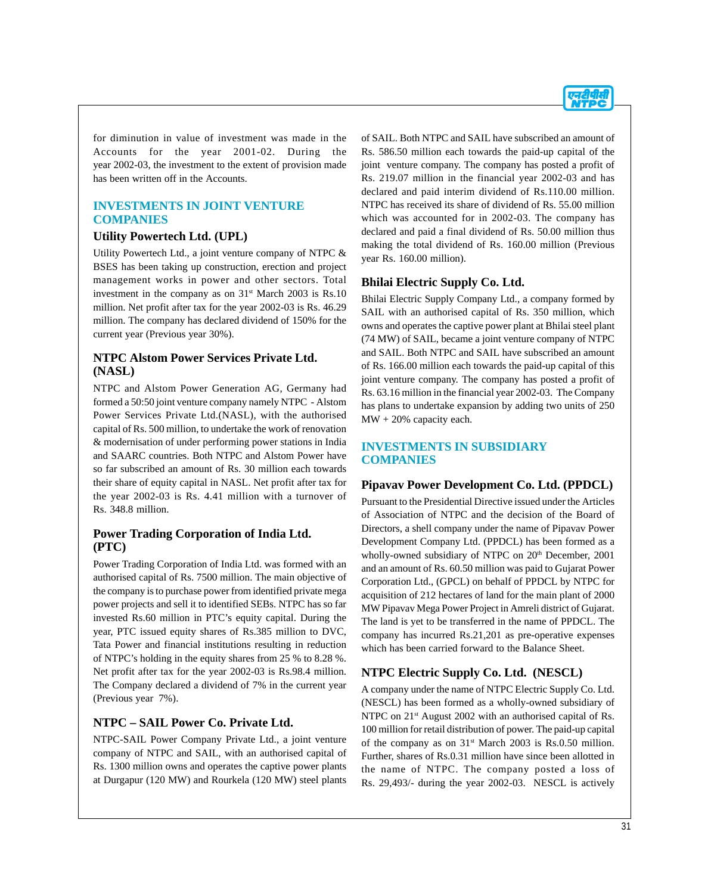for diminution in value of investment was made in the Accounts for the year 2001-02. During the year 2002-03, the investment to the extent of provision made has been written off in the Accounts.

## INVESTMENTS IN JOINT VENTURE COMPANIES

### Utility Powertech Ltd. (UPL)

Utility Powertech Ltd., a joint venture company of NTPC & BSES has been taking up construction, erection and project management works in power and other sectors. Total investment in the company as on 31st March 2003 is Rs.10 million. Net profit after tax for the year 2002-03 is Rs. 46.29 million. The company has declared dividend of 150% for the current year (Previous year 30%).

### NTPC Alstom Power Services Private Ltd. (NASL)

NTPC and Alstom Power Generation AG, Germany had formed a 50:50 joint venture company namely NTPC - Alstom Power Services Private Ltd.(NASL), with the authorised capital of Rs. 500 million, to undertake the work of renovation & modernisation of under performing power stations in India and SAARC countries. Both NTPC and Alstom Power have so far subscribed an amount of Rs. 30 million each towards their share of equity capital in NASL. Net profit after tax for the year 2002-03 is Rs. 4.41 million with a turnover of Rs. 348.8 million.

### Power Trading Corporation of India Ltd. (PTC)

Power Trading Corporation of India Ltd. was formed with an authorised capital of Rs. 7500 million. The main objective of the company is to purchase power from identified private mega power projects and sell it to identified SEBs. NTPC has so far invested Rs.60 million in PTC's equity capital. During the year, PTC issued equity shares of Rs.385 million to DVC, Tata Power and financial institutions resulting in reduction of NTPC's holding in the equity shares from 25 % to 8.28 %. Net profit after tax for the year 2002-03 is Rs.98.4 million. The Company declared a dividend of 7% in the current year (Previous year 7%).

### NTPC – SAIL Power Co. Private Ltd.

NTPC-SAIL Power Company Private Ltd., a joint venture company of NTPC and SAIL, with an authorised capital of Rs. 1300 million owns and operates the captive power plants at Durgapur (120 MW) and Rourkela (120 MW) steel plants of SAIL. Both NTPC and SAIL have subscribed an amount of Rs. 586.50 million each towards the paid-up capital of the joint venture company. The company has posted a profit of Rs. 219.07 million in the financial year 2002-03 and has declared and paid interim dividend of Rs.110.00 million. NTPC has received its share of dividend of Rs. 55.00 million which was accounted for in 2002-03. The company has declared and paid a final dividend of Rs. 50.00 million thus making the total dividend of Rs. 160.00 million (Previous year Rs. 160.00 million).

### Bhilai Electric Supply Co. Ltd.

Bhilai Electric Supply Company Ltd., a company formed by SAIL with an authorised capital of Rs. 350 million, which owns and operates the captive power plant at Bhilai steel plant (74 MW) of SAIL, became a joint venture company of NTPC and SAIL. Both NTPC and SAIL have subscribed an amount of Rs. 166.00 million each towards the paid-up capital of this joint venture company. The company has posted a profit of Rs. 63.16 million in the financial year 2002-03. The Company has plans to undertake expansion by adding two units of 250 MW + 20% capacity each.

## INVESTMENTS IN SUBSIDIARY COMPANIES

### Pipavav Power Development Co. Ltd. (PPDCL)

Pursuant to the Presidential Directive issued under the Articles of Association of NTPC and the decision of the Board of Directors, a shell company under the name of Pipavav Power Development Company Ltd. (PPDCL) has been formed as a wholly-owned subsidiary of NTPC on 20th December, 2001 and an amount of Rs. 60.50 million was paid to Gujarat Power Corporation Ltd., (GPCL) on behalf of PPDCL by NTPC for acquisition of 212 hectares of land for the main plant of 2000 MW Pipavav Mega Power Project in Amreli district of Gujarat. The land is yet to be transferred in the name of PPDCL. The company has incurred Rs.21,201 as pre-operative expenses which has been carried forward to the Balance Sheet.

### NTPC Electric Supply Co. Ltd. (NESCL)

A company under the name of NTPC Electric Supply Co. Ltd. (NESCL) has been formed as a wholly-owned subsidiary of NTPC on 21st August 2002 with an authorised capital of Rs. 100 million for retail distribution of power. The paid-up capital of the company as on 31st March 2003 is Rs.0.50 million. Further, shares of Rs.0.31 million have since been allotted in the name of NTPC. The company posted a loss of Rs. 29,493/- during the year 2002-03. NESCL is actively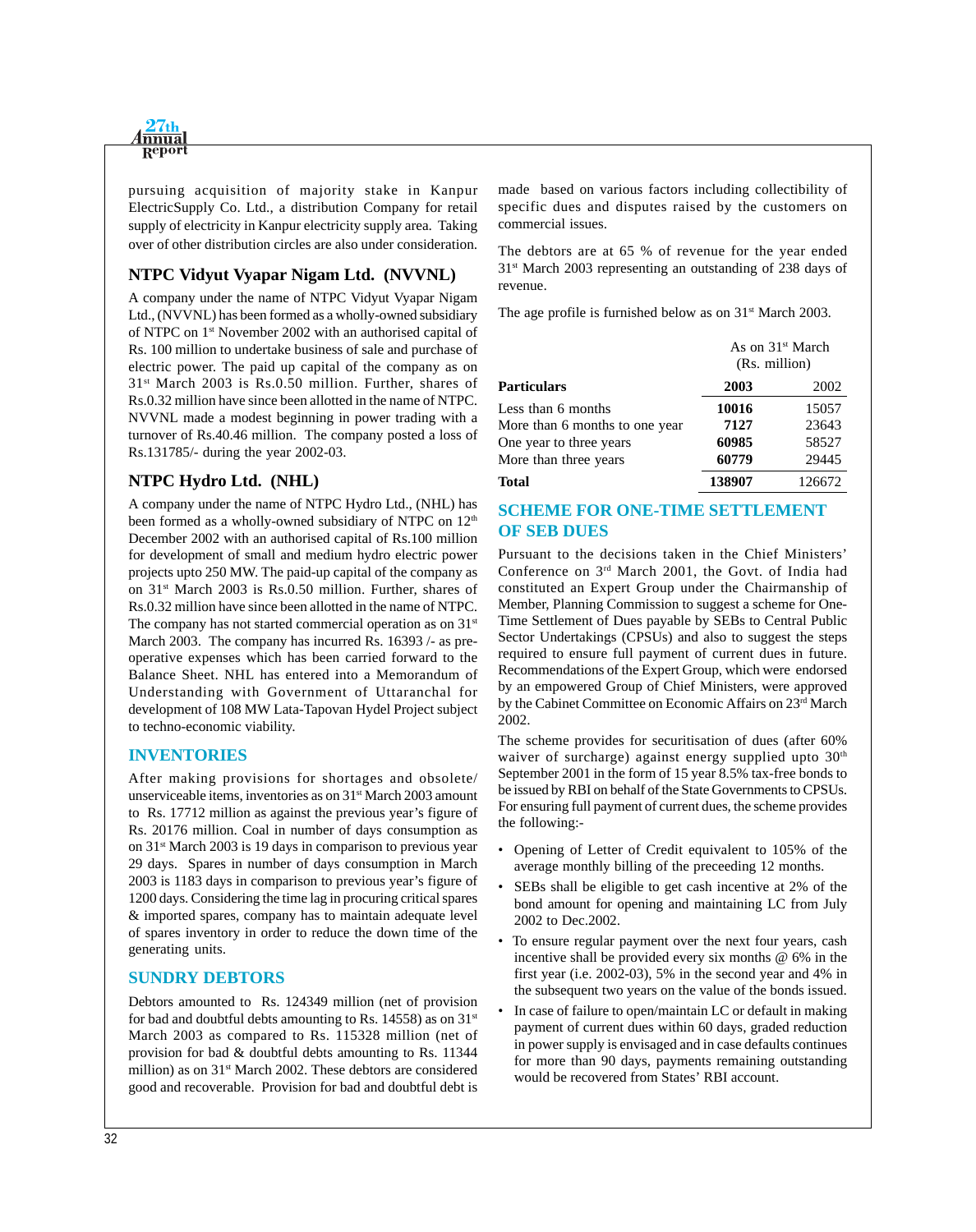pursuing acquisition of majority stake in Kanpur ElectricSupply Co. Ltd., a distribution Company for retail supply of electricity in Kanpur electricity supply area. Taking over of other distribution circles are also under consideration.

## NTPC Vidyut Vyapar Nigam Ltd. (NVVNL)

A company under the name of NTPC Vidyut Vyapar Nigam Ltd., (NVVNL) has been formed as a wholly-owned subsidiary of NTPC on 1st November 2002 with an authorised capital of Rs. 100 million to undertake business of sale and purchase of electric power. The paid up capital of the company as on 31st March 2003 is Rs.0.50 million. Further, shares of Rs.0.32 million have since been allotted in the name of NTPC. NVVNL made a modest beginning in power trading with a turnover of Rs.40.46 million. The company posted a loss of Rs.131785/- during the year 2002-03.

## NTPC Hydro Ltd. (NHL)

A company under the name of NTPC Hydro Ltd., (NHL) has been formed as a wholly-owned subsidiary of NTPC on 12th December 2002 with an authorised capital of Rs.100 million for development of small and medium hydro electric power projects upto 250 MW. The paid-up capital of the company as on 31st March 2003 is Rs.0.50 million. Further, shares of Rs.0.32 million have since been allotted in the name of NTPC. The company has not started commercial operation as on 31st March 2003. The company has incurred Rs. 16393 /- as pre-operative expenses which has been carried forward to the Balance Sheet. NHL has entered into a Memorandum of Understanding with Government of Uttaranchal for development of 108 MW Lata-Tapovan Hydel Project subject to techno-economic viability.

## INVENTORIES

After making provisions for shortages and obsolete/ unserviceable items, inventories as on 31st March 2003 amount to Rs. 17712 million as against the previous year's figure of Rs. 20176 million. Coal in number of days consumption as on 31st March 2003 is 19 days in comparison to previous year 29 days. Spares in number of days consumption in March 2003 is 1183 days in comparison to previous year's figure of 1200 days. Considering the time lag in procuring critical spares & imported spares, company has to maintain adequate level of spares inventory in order to reduce the down time of the generating units.

## SUNDRY DEBTORS

Debtors amounted to Rs. 124349 million (net of provision for bad and doubtful debts amounting to Rs. 14558) as on 31st March 2003 as compared to Rs. 115328 million (net of provision for bad & doubtful debts amounting to Rs. 11344 million) as on 31st March 2002. These debtors are considered good and recoverable. Provision for bad and doubtful debt is made based on various factors including collectibility of specific dues and disputes raised by the customers on commercial issues.

The debtors are at 65 % of revenue for the year ended 31st March 2003 representing an outstanding of 238 days of revenue.

The age profile is furnished below as on 31st March 2003.

| | As on 31st March (Rs. million) | |
|---|---|---|
| **Particulars** | **2003** | 2002 |
| Less than 6 months | **10016** | 15057 |
| More than 6 months to one year | **7127** | 23643 |
| One year to three years | **60985** | 58527 |
| More than three years | **60779** | 29445 |
| **Total** | **138907** | 126672 |

## SCHEME FOR ONE-TIME SETTLEMENT OF SEB DUES

Pursuant to the decisions taken in the Chief Ministers' Conference on 3rd March 2001, the Govt. of India had constituted an Expert Group under the Chairmanship of Member, Planning Commission to suggest a scheme for One-Time Settlement of Dues payable by SEBs to Central Public Sector Undertakings (CPSUs) and also to suggest the steps required to ensure full payment of current dues in future. Recommendations of the Expert Group, which were endorsed by an empowered Group of Chief Ministers, were approved by the Cabinet Committee on Economic Affairs on 23rd March 2002.

The scheme provides for securitisation of dues (after 60% waiver of surcharge) against energy supplied upto 30th September 2001 in the form of 15 year 8.5% tax-free bonds to be issued by RBI on behalf of the State Governments to CPSUs. For ensuring full payment of current dues, the scheme provides the following:-

- Opening of Letter of Credit equivalent to 105% of the average monthly billing of the preceeding 12 months.
- SEBs shall be eligible to get cash incentive at 2% of the bond amount for opening and maintaining LC from July 2002 to Dec.2002.
- To ensure regular payment over the next four years, cash incentive shall be provided every six months @ 6% in the first year (i.e. 2002-03), 5% in the second year and 4% in the subsequent two years on the value of the bonds issued.
- In case of failure to open/maintain LC or default in making payment of current dues within 60 days, graded reduction in power supply is envisaged and in case defaults continues for more than 90 days, payments remaining outstanding would be recovered from States' RBI account.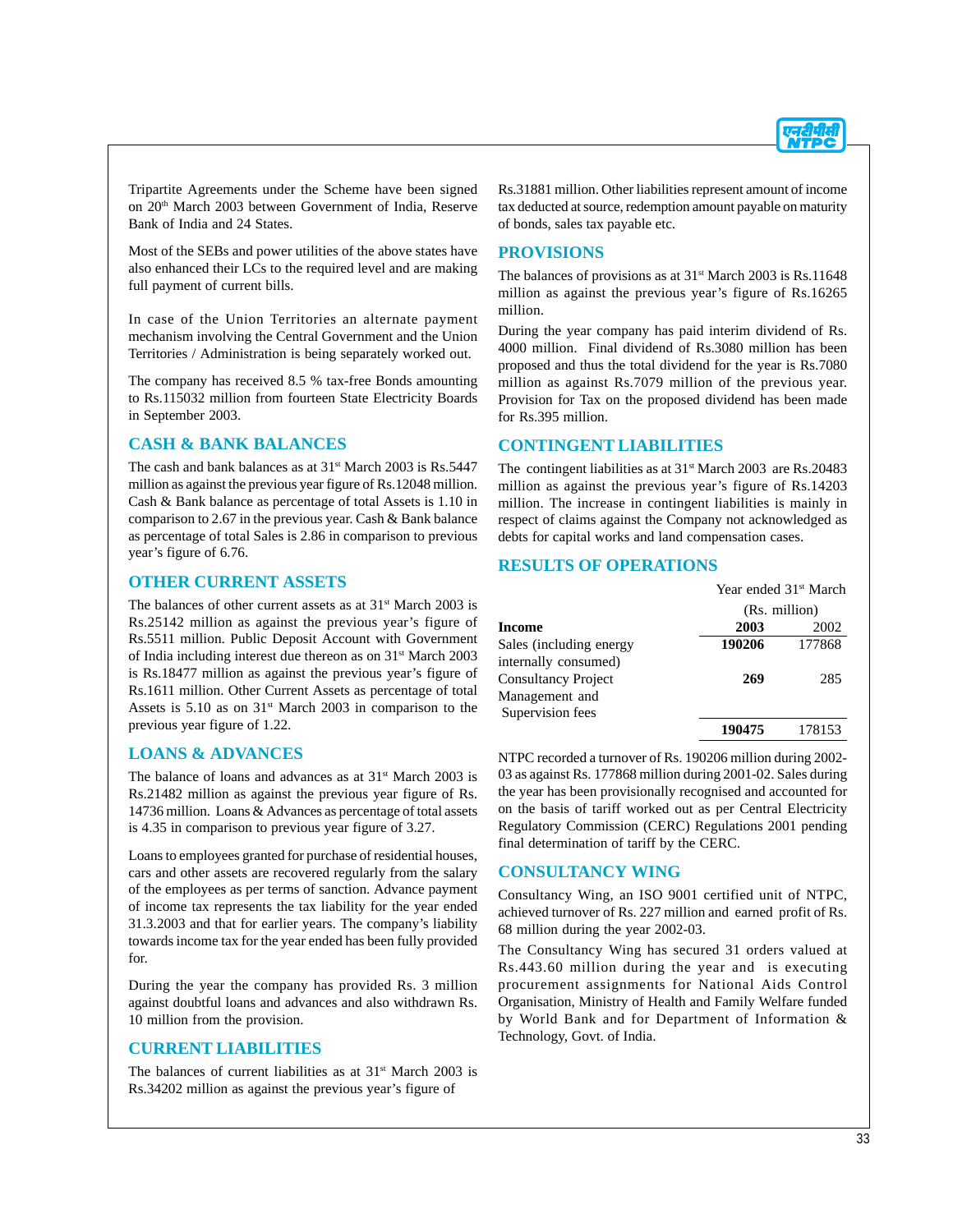Tripartite Agreements under the Scheme have been signed on 20th March 2003 between Government of India, Reserve Bank of India and 24 States.

Most of the SEBs and power utilities of the above states have also enhanced their LCs to the required level and are making full payment of current bills.

In case of the Union Territories an alternate payment mechanism involving the Central Government and the Union Territories / Administration is being separately worked out.

The company has received 8.5 % tax-free Bonds amounting to Rs.115032 million from fourteen State Electricity Boards in September 2003.

## CASH & BANK BALANCES

The cash and bank balances as at 31st March 2003 is Rs.5447 million as against the previous year figure of Rs.12048 million. Cash & Bank balance as percentage of total Assets is 1.10 in comparison to 2.67 in the previous year. Cash & Bank balance as percentage of total Sales is 2.86 in comparison to previous year's figure of 6.76.

## OTHER CURRENT ASSETS

The balances of other current assets as at 31st March 2003 is Rs.25142 million as against the previous year's figure of Rs.5511 million. Public Deposit Account with Government of India including interest due thereon as on 31st March 2003 is Rs.18477 million as against the previous year's figure of Rs.1611 million. Other Current Assets as percentage of total Assets is 5.10 as on 31st March 2003 in comparison to the previous year figure of 1.22.

## LOANS & ADVANCES

The balance of loans and advances as at 31st March 2003 is Rs.21482 million as against the previous year figure of Rs. 14736 million. Loans & Advances as percentage of total assets is 4.35 in comparison to previous year figure of 3.27.

Loans to employees granted for purchase of residential houses, cars and other assets are recovered regularly from the salary of the employees as per terms of sanction. Advance payment of income tax represents the tax liability for the year ended 31.3.2003 and that for earlier years. The company's liability towards income tax for the year ended has been fully provided for.

During the year the company has provided Rs. 3 million against doubtful loans and advances and also withdrawn Rs. 10 million from the provision.

## CURRENT LIABILITIES

The balances of current liabilities as at 31st March 2003 is Rs.34202 million as against the previous year's figure of Rs.31881 million. Other liabilities represent amount of income tax deducted at source, redemption amount payable on maturity of bonds, sales tax payable etc.

## PROVISIONS

The balances of provisions as at 31st March 2003 is Rs.11648 million as against the previous year's figure of Rs.16265 million.

During the year company has paid interim dividend of Rs. 4000 million. Final dividend of Rs.3080 million has been proposed and thus the total dividend for the year is Rs.7080 million as against Rs.7079 million of the previous year. Provision for Tax on the proposed dividend has been made for Rs.395 million.

## CONTINGENT LIABILITIES

The contingent liabilities as at 31st March 2003 are Rs.20483 million as against the previous year's figure of Rs.14203 million. The increase in contingent liabilities is mainly in respect of claims against the Company not acknowledged as debts for capital works and land compensation cases.

## RESULTS OF OPERATIONS

| | Year ended 31st March (Rs. million) | |
|---|---|---|
| **Income** | **2003** | 2002 |
| Sales (including energy internally consumed) | **190206** | 177868 |
| Consultancy Project Management and Supervision fees | **269** | 285 |
| | **190475** | 178153 |

NTPC recorded a turnover of Rs. 190206 million during 2002-03 as against Rs. 177868 million during 2001-02. Sales during the year has been provisionally recognised and accounted for on the basis of tariff worked out as per Central Electricity Regulatory Commission (CERC) Regulations 2001 pending final determination of tariff by the CERC.

## CONSULTANCY WING

Consultancy Wing, an ISO 9001 certified unit of NTPC, achieved turnover of Rs. 227 million and earned profit of Rs. 68 million during the year 2002-03.

The Consultancy Wing has secured 31 orders valued at Rs.443.60 million during the year and is executing procurement assignments for National Aids Control Organisation, Ministry of Health and Family Welfare funded by World Bank and for Department of Information & Technology, Govt. of India.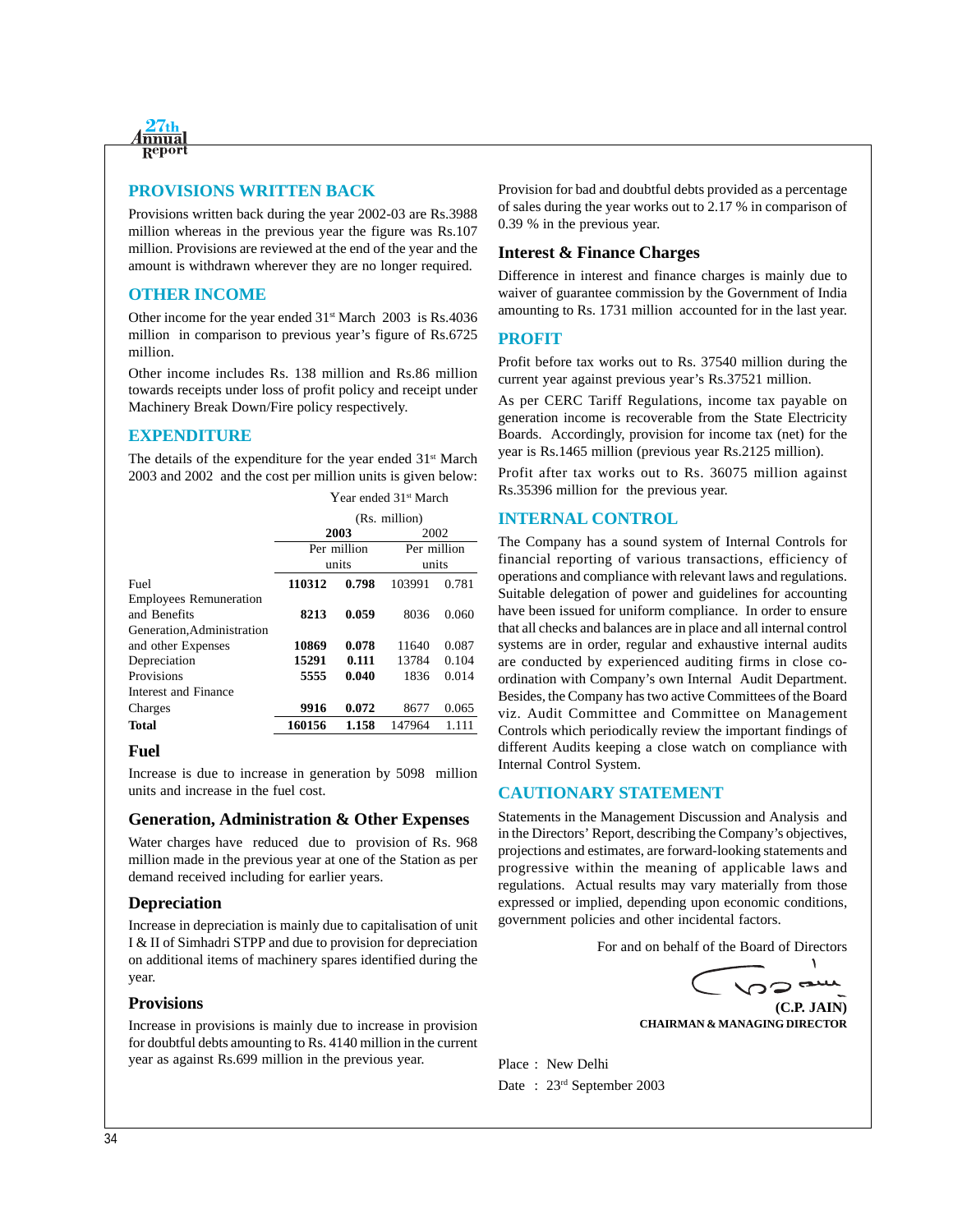## PROVISIONS WRITTEN BACK

Provisions written back during the year 2002-03 are Rs.3988 million whereas in the previous year the figure was Rs.107 million. Provisions are reviewed at the end of the year and the amount is withdrawn wherever they are no longer required.

## OTHER INCOME

Other income for the year ended 31st March 2003 is Rs.4036 million in comparison to previous year's figure of Rs.6725 million.

Other income includes Rs. 138 million and Rs.86 million towards receipts under loss of profit policy and receipt under Machinery Break Down/Fire policy respectively.

## EXPENDITURE

The details of the expenditure for the year ended 31st March 2003 and 2002 and the cost per million units is given below:

| | Year ended 31st March (Rs. million) | | | |
|---|---|---|---|---|
| | **2003** | | 2002 | |
| | | Per million units | | Per million units |
| Fuel | **110312** | **0.798** | 103991 | 0.781 |
| Employees Remuneration and Benefits | **8213** | **0.059** | 8036 | 0.060 |
| Generation,Administration and other Expenses | **10869** | **0.078** | 11640 | 0.087 |
| Depreciation | **15291** | **0.111** | 13784 | 0.104 |
| Provisions | **5555** | **0.040** | 1836 | 0.014 |
| Interest and Finance Charges | **9916** | **0.072** | 8677 | 0.065 |
| **Total** | **160156** | **1.158** | 147964 | 1.111 |

### Fuel

Increase is due to increase in generation by 5098 million units and increase in the fuel cost.

### Generation, Administration & Other Expenses

Water charges have reduced due to provision of Rs. 968 million made in the previous year at one of the Station as per demand received including for earlier years.

### Depreciation

Increase in depreciation is mainly due to capitalisation of unit I & II of Simhadri STPP and due to provision for depreciation on additional items of machinery spares identified during the year.

### Provisions

Increase in provisions is mainly due to increase in provision for doubtful debts amounting to Rs. 4140 million in the current year as against Rs.699 million in the previous year.

Provision for bad and doubtful debts provided as a percentage of sales during the year works out to 2.17 % in comparison of 0.39 % in the previous year.

### Interest & Finance Charges

Difference in interest and finance charges is mainly due to waiver of guarantee commission by the Government of India amounting to Rs. 1731 million accounted for in the last year.

## PROFIT

Profit before tax works out to Rs. 37540 million during the current year against previous year's Rs.37521 million.

As per CERC Tariff Regulations, income tax payable on generation income is recoverable from the State Electricity Boards. Accordingly, provision for income tax (net) for the year is Rs.1465 million (previous year Rs.2125 million).

Profit after tax works out to Rs. 36075 million against Rs.35396 million for the previous year.

## INTERNAL CONTROL

The Company has a sound system of Internal Controls for financial reporting of various transactions, efficiency of operations and compliance with relevant laws and regulations. Suitable delegation of power and guidelines for accounting have been issued for uniform compliance. In order to ensure that all checks and balances are in place and all internal control systems are in order, regular and exhaustive internal audits are conducted by experienced auditing firms in close co-ordination with Company's own Internal Audit Department. Besides, the Company has two active Committees of the Board viz. Audit Committee and Committee on Management Controls which periodically review the important findings of different Audits keeping a close watch on compliance with Internal Control System.

## CAUTIONARY STATEMENT

Statements in the Management Discussion and Analysis and in the Directors' Report, describing the Company's objectives, projections and estimates, are forward-looking statements and progressive within the meaning of applicable laws and regulations. Actual results may vary materially from those expressed or implied, depending upon economic conditions, government policies and other incidental factors.

For and on behalf of the Board of Directors

**(C.P. JAIN)**
**CHAIRMAN & MANAGING DIRECTOR**

Place : New Delhi
Date : 23rd September 2003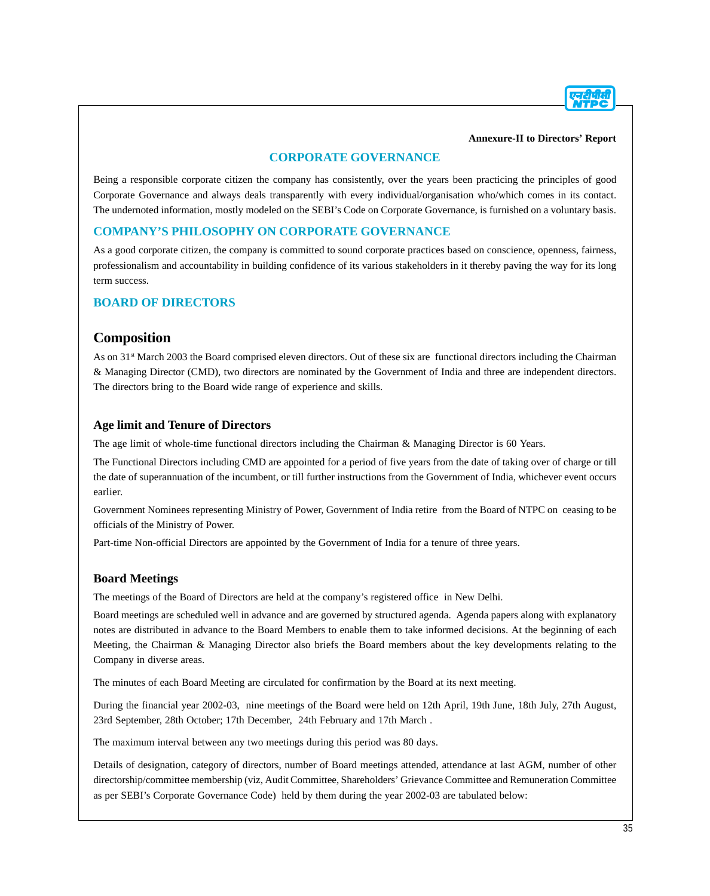**Annexure-II to Directors' Report**

# CORPORATE GOVERNANCE

Being a responsible corporate citizen the company has consistently, over the years been practicing the principles of good Corporate Governance and always deals transparently with every individual/organisation who/which comes in its contact. The undernoted information, mostly modeled on the SEBI's Code on Corporate Governance, is furnished on a voluntary basis.

## COMPANY'S PHILOSOPHY ON CORPORATE GOVERNANCE

As a good corporate citizen, the company is committed to sound corporate practices based on conscience, openness, fairness, professionalism and accountability in building confidence of its various stakeholders in it thereby paving the way for its long term success.

## BOARD OF DIRECTORS

### Composition

As on 31st March 2003 the Board comprised eleven directors. Out of these six are functional directors including the Chairman & Managing Director (CMD), two directors are nominated by the Government of India and three are independent directors. The directors bring to the Board wide range of experience and skills.

### Age limit and Tenure of Directors

The age limit of whole-time functional directors including the Chairman & Managing Director is 60 Years.

The Functional Directors including CMD are appointed for a period of five years from the date of taking over of charge or till the date of superannuation of the incumbent, or till further instructions from the Government of India, whichever event occurs earlier.

Government Nominees representing Ministry of Power, Government of India retire from the Board of NTPC on ceasing to be officials of the Ministry of Power.

Part-time Non-official Directors are appointed by the Government of India for a tenure of three years.

### Board Meetings

The meetings of the Board of Directors are held at the company's registered office in New Delhi.

Board meetings are scheduled well in advance and are governed by structured agenda. Agenda papers along with explanatory notes are distributed in advance to the Board Members to enable them to take informed decisions. At the beginning of each Meeting, the Chairman & Managing Director also briefs the Board members about the key developments relating to the Company in diverse areas.

The minutes of each Board Meeting are circulated for confirmation by the Board at its next meeting.

During the financial year 2002-03, nine meetings of the Board were held on 12th April, 19th June, 18th July, 27th August, 23rd September, 28th October; 17th December, 24th February and 17th March .

The maximum interval between any two meetings during this period was 80 days.

Details of designation, category of directors, number of Board meetings attended, attendance at last AGM, number of other directorship/committee membership (viz, Audit Committee, Shareholders' Grievance Committee and Remuneration Committee as per SEBI's Corporate Governance Code) held by them during the year 2002-03 are tabulated below: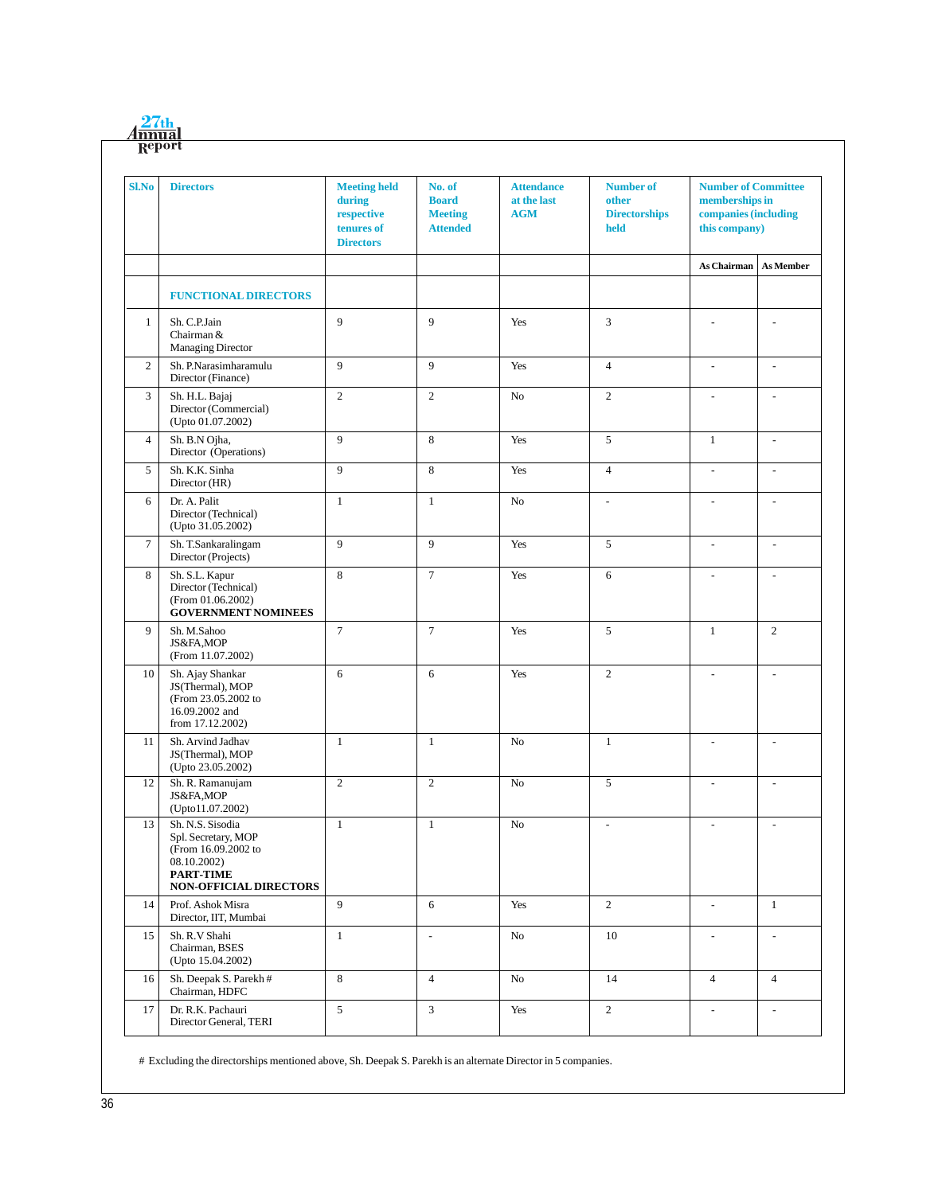| Sl.No | Directors | Meeting held during respective tenures of Directors | No. of Board Meeting Attended | Attendance at the last AGM | Number of other Directorships held | Number of Committee memberships in companies (including this company) | |
|---|---|---|---|---|---|---|---|
| | | | | | | As Chairman | As Member |
| | **FUNCTIONAL DIRECTORS** | | | | | | |
| 1 | Sh. C.P.Jain Chairman & Managing Director | 9 | 9 | Yes | 3 | - | - |
| 2 | Sh. P.Narasimharamulu Director (Finance) | 9 | 9 | Yes | 4 | - | - |
| 3 | Sh. H.L. Bajaj Director (Commercial) (Upto 01.07.2002) | 2 | 2 | No | 2 | - | - |
| 4 | Sh. B.N Ojha, Director (Operations) | 9 | 8 | Yes | 5 | 1 | - |
| 5 | Sh. K.K. Sinha Director (HR) | 9 | 8 | Yes | 4 | - | - |
| 6 | Dr. A. Palit Director (Technical) (Upto 31.05.2002) | 1 | 1 | No | - | - | - |
| 7 | Sh. T.Sankaralingam Director (Projects) | 9 | 9 | Yes | 5 | - | - |
| 8 | Sh. S.L. Kapur Director (Technical) (From 01.06.2002) | 8 | 7 | Yes | 6 | - | - |
| | **GOVERNMENT NOMINEES** | | | | | | |
| 9 | Sh. M.Sahoo JS&FA,MOP (From 11.07.2002) | 7 | 7 | Yes | 5 | 1 | 2 |
| 10 | Sh. Ajay Shankar JS(Thermal), MOP (From 23.05.2002 to 16.09.2002 and from 17.12.2002) | 6 | 6 | Yes | 2 | - | - |
| 11 | Sh. Arvind Jadhav JS(Thermal), MOP (Upto 23.05.2002) | 1 | 1 | No | 1 | - | - |
| 12 | Sh. R. Ramanujam JS&FA,MOP (Upto11.07.2002) | 2 | 2 | No | 5 | - | - |
| 13 | Sh. N.S. Sisodia Spl. Secretary, MOP (From 16.09.2002 to 08.10.2002) | 1 | 1 | No | - | - | - |
| | **PART-TIME NON-OFFICIAL DIRECTORS** | | | | | | |
| 14 | Prof. Ashok Misra Director, IIT, Mumbai | 9 | 6 | Yes | 2 | - | 1 |
| 15 | Sh. R.V Shahi Chairman, BSES (Upto 15.04.2002) | 1 | - | No | 10 | - | - |
| 16 | Sh. Deepak S. Parekh # Chairman, HDFC | 8 | 4 | No | 14 | 4 | 4 |
| 17 | Dr. R.K. Pachauri Director General, TERI | 5 | 3 | Yes | 2 | - | - |

# Excluding the directorships mentioned above, Sh. Deepak S. Parekh is an alternate Director in 5 companies.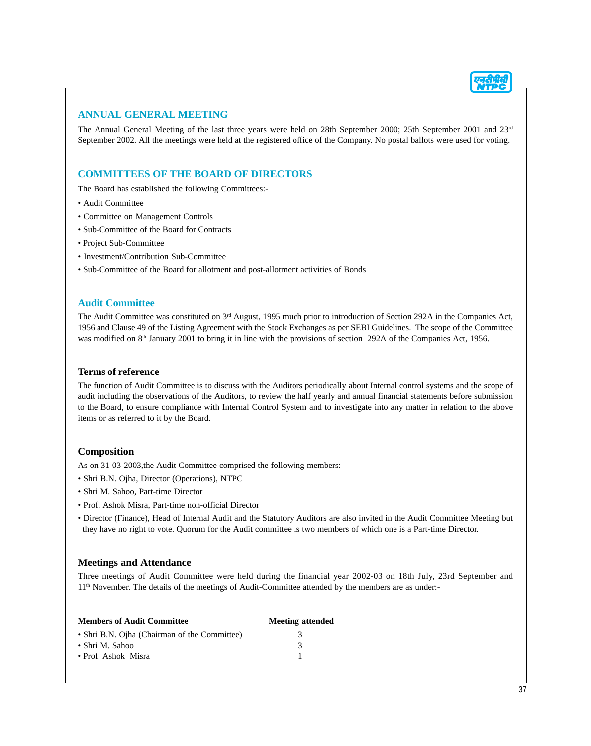## ANNUAL GENERAL MEETING

The Annual General Meeting of the last three years were held on 28th September 2000; 25th September 2001 and 23rd September 2002. All the meetings were held at the registered office of the Company. No postal ballots were used for voting.

## COMMITTEES OF THE BOARD OF DIRECTORS

The Board has established the following Committees:-

- Audit Committee
- Committee on Management Controls
- Sub-Committee of the Board for Contracts
- Project Sub-Committee
- Investment/Contribution Sub-Committee
- Sub-Committee of the Board for allotment and post-allotment activities of Bonds

### Audit Committee

The Audit Committee was constituted on 3rd August, 1995 much prior to introduction of Section 292A in the Companies Act, 1956 and Clause 49 of the Listing Agreement with the Stock Exchanges as per SEBI Guidelines. The scope of the Committee was modified on 8th January 2001 to bring it in line with the provisions of section 292A of the Companies Act, 1956.

### Terms of reference

The function of Audit Committee is to discuss with the Auditors periodically about Internal control systems and the scope of audit including the observations of the Auditors, to review the half yearly and annual financial statements before submission to the Board, to ensure compliance with Internal Control System and to investigate into any matter in relation to the above items or as referred to it by the Board.

### Composition

As on 31-03-2003,the Audit Committee comprised the following members:-

- Shri B.N. Ojha, Director (Operations), NTPC
- Shri M. Sahoo, Part-time Director
- Prof. Ashok Misra, Part-time non-official Director
- Director (Finance), Head of Internal Audit and the Statutory Auditors are also invited in the Audit Committee Meeting but they have no right to vote. Quorum for the Audit committee is two members of which one is a Part-time Director.

### Meetings and Attendance

Three meetings of Audit Committee were held during the financial year 2002-03 on 18th July, 23rd September and 11th November. The details of the meetings of Audit-Committee attended by the members are as under:-

| Members of Audit Committee | Meeting attended |
|---|---|
| • Shri B.N. Ojha (Chairman of the Committee) | 3 |
| • Shri M. Sahoo | 3 |
| • Prof. Ashok Misra | 1 |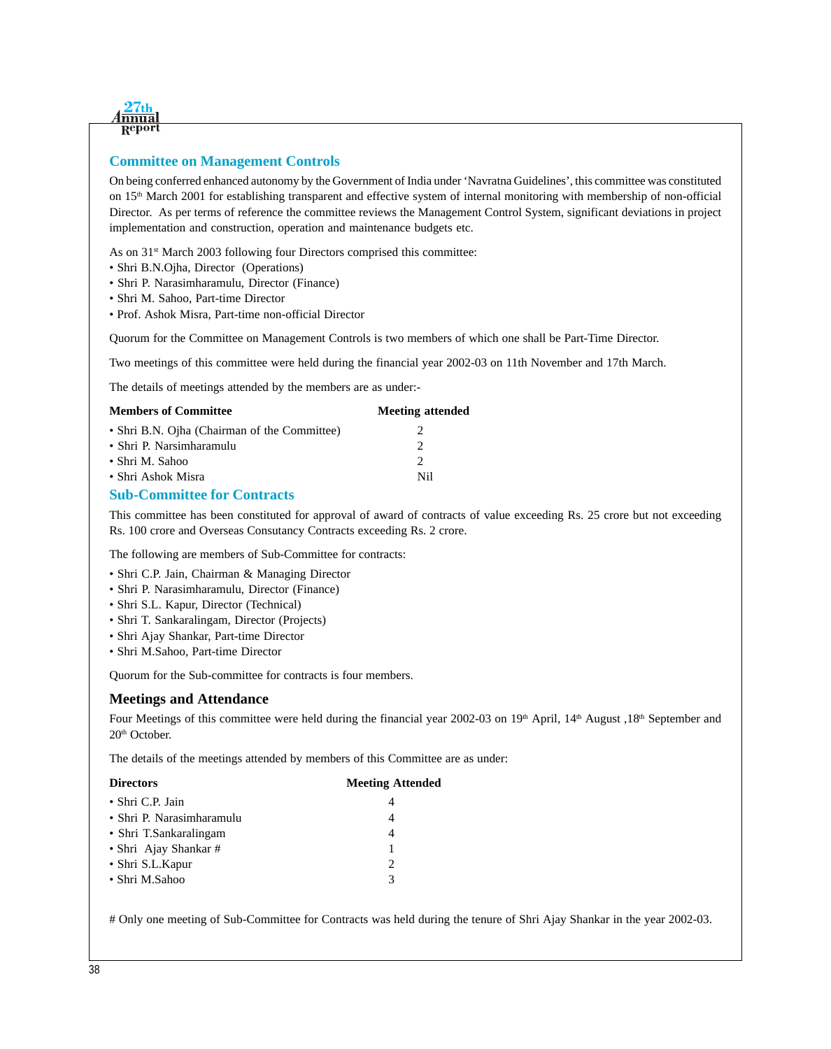## Committee on Management Controls

On being conferred enhanced autonomy by the Government of India under 'Navratna Guidelines', this committee was constituted on 15th March 2001 for establishing transparent and effective system of internal monitoring with membership of non-official Director. As per terms of reference the committee reviews the Management Control System, significant deviations in project implementation and construction, operation and maintenance budgets etc.

As on 31st March 2003 following four Directors comprised this committee:

- Shri B.N.Ojha, Director (Operations)
- Shri P. Narasimharamulu, Director (Finance)
- Shri M. Sahoo, Part-time Director
- Prof. Ashok Misra, Part-time non-official Director

Quorum for the Committee on Management Controls is two members of which one shall be Part-Time Director.

Two meetings of this committee were held during the financial year 2002-03 on 11th November and 17th March.

The details of meetings attended by the members are as under:-

| Members of Committee | Meeting attended |
|---|---|
| • Shri B.N. Ojha (Chairman of the Committee) | 2 |
| • Shri P. Narsimharamulu | 2 |
| • Shri M. Sahoo | 2 |
| • Shri Ashok Misra | Nil |

## Sub-Committee for Contracts

This committee has been constituted for approval of award of contracts of value exceeding Rs. 25 crore but not exceeding Rs. 100 crore and Overseas Consutancy Contracts exceeding Rs. 2 crore.

The following are members of Sub-Committee for contracts:

- Shri C.P. Jain, Chairman & Managing Director
- Shri P. Narasimharamulu, Director (Finance)
- Shri S.L. Kapur, Director (Technical)
- Shri T. Sankaralingam, Director (Projects)
- Shri Ajay Shankar, Part-time Director
- Shri M.Sahoo, Part-time Director

Quorum for the Sub-committee for contracts is four members.

## Meetings and Attendance

Four Meetings of this committee were held during the financial year 2002-03 on 19th April, 14th August ,18th September and 20th October.

The details of the meetings attended by members of this Committee are as under:

| Directors | Meeting Attended |
|---|---|
| • Shri C.P. Jain | 4 |
| • Shri P. Narasimharamulu | 4 |
| • Shri T.Sankaralingam | 4 |
| • Shri Ajay Shankar # | 1 |
| • Shri S.L.Kapur | 2 |
| • Shri M.Sahoo | 3 |

# Only one meeting of Sub-Committee for Contracts was held during the tenure of Shri Ajay Shankar in the year 2002-03.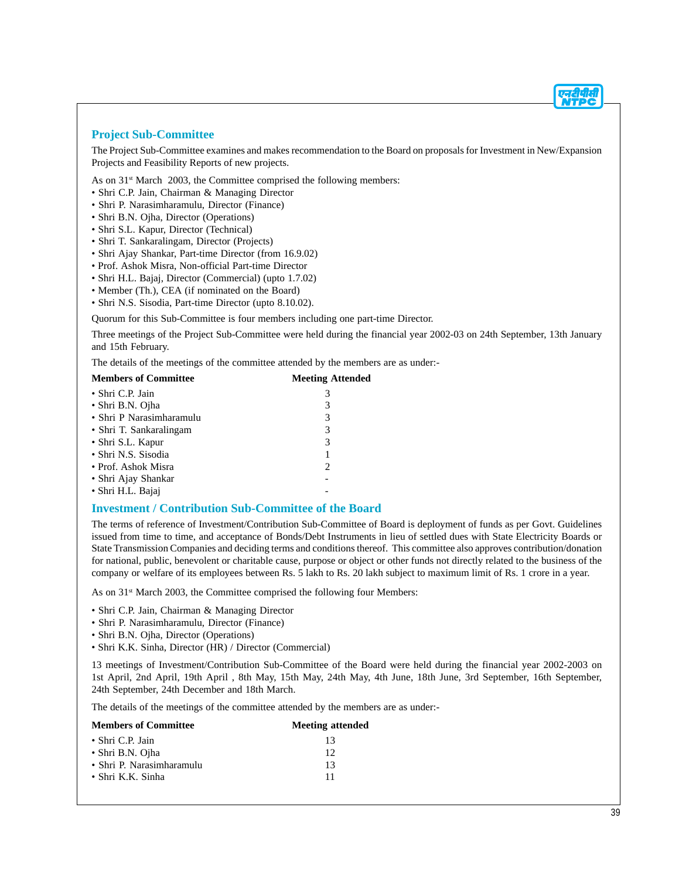## Project Sub-Committee

The Project Sub-Committee examines and makes recommendation to the Board on proposals for Investment in New/Expansion Projects and Feasibility Reports of new projects.

As on 31st March 2003, the Committee comprised the following members:

- Shri C.P. Jain, Chairman & Managing Director
- Shri P. Narasimharamulu, Director (Finance)
- Shri B.N. Ojha, Director (Operations)
- Shri S.L. Kapur, Director (Technical)
- Shri T. Sankaralingam, Director (Projects)
- Shri Ajay Shankar, Part-time Director (from 16.9.02)
- Prof. Ashok Misra, Non-official Part-time Director
- Shri H.L. Bajaj, Director (Commercial) (upto 1.7.02)
- Member (Th.), CEA (if nominated on the Board)
- Shri N.S. Sisodia, Part-time Director (upto 8.10.02).

Quorum for this Sub-Committee is four members including one part-time Director.

Three meetings of the Project Sub-Committee were held during the financial year 2002-03 on 24th September, 13th January and 15th February.

The details of the meetings of the committee attended by the members are as under:-

| Members of Committee | Meeting Attended |
|---|---|
| • Shri C.P. Jain | 3 |
| • Shri B.N. Ojha | 3 |
| • Shri P Narasimharamulu | 3 |
| • Shri T. Sankaralingam | 3 |
| • Shri S.L. Kapur | 3 |
| • Shri N.S. Sisodia | 1 |
| • Prof. Ashok Misra | 2 |
| • Shri Ajay Shankar | - |
| • Shri H.L. Bajaj | - |

## Investment / Contribution Sub-Committee of the Board

The terms of reference of Investment/Contribution Sub-Committee of Board is deployment of funds as per Govt. Guidelines issued from time to time, and acceptance of Bonds/Debt Instruments in lieu of settled dues with State Electricity Boards or State Transmission Companies and deciding terms and conditions thereof. This committee also approves contribution/donation for national, public, benevolent or charitable cause, purpose or object or other funds not directly related to the business of the company or welfare of its employees between Rs. 5 lakh to Rs. 20 lakh subject to maximum limit of Rs. 1 crore in a year.

As on 31st March 2003, the Committee comprised the following four Members:

- Shri C.P. Jain, Chairman & Managing Director
- Shri P. Narasimharamulu, Director (Finance)
- Shri B.N. Ojha, Director (Operations)
- Shri K.K. Sinha, Director (HR) / Director (Commercial)

13 meetings of Investment/Contribution Sub-Committee of the Board were held during the financial year 2002-2003 on 1st April, 2nd April, 19th April , 8th May, 15th May, 24th May, 4th June, 18th June, 3rd September, 16th September, 24th September, 24th December and 18th March.

The details of the meetings of the committee attended by the members are as under:-

| Members of Committee | Meeting attended |
|---|---|
| • Shri C.P. Jain | 13 |
| • Shri B.N. Ojha | 12 |
| • Shri P. Narasimharamulu | 13 |
| • Shri K.K. Sinha | 11 |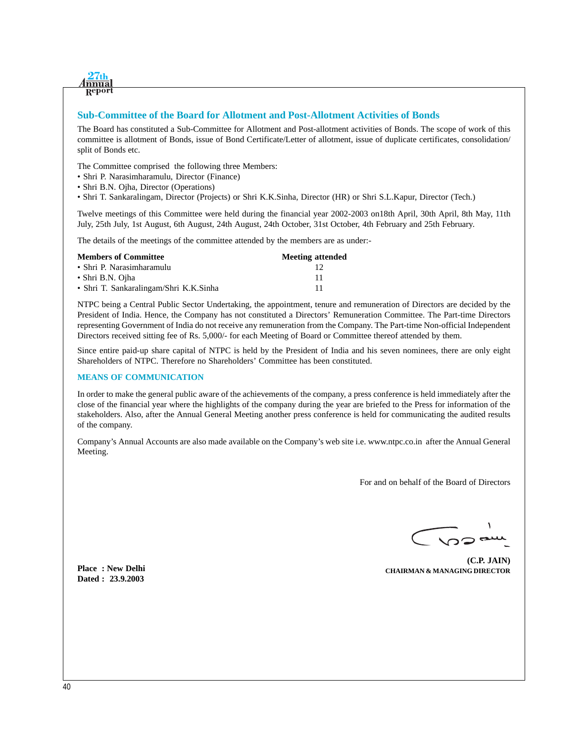## Sub-Committee of the Board for Allotment and Post-Allotment Activities of Bonds

The Board has constituted a Sub-Committee for Allotment and Post-allotment activities of Bonds. The scope of work of this committee is allotment of Bonds, issue of Bond Certificate/Letter of allotment, issue of duplicate certificates, consolidation/ split of Bonds etc.

The Committee comprised the following three Members:

- Shri P. Narasimharamulu, Director (Finance)
- Shri B.N. Ojha, Director (Operations)
- Shri T. Sankaralingam, Director (Projects) or Shri K.K.Sinha, Director (HR) or Shri S.L.Kapur, Director (Tech.)

Twelve meetings of this Committee were held during the financial year 2002-2003 on18th April, 30th April, 8th May, 11th July, 25th July, 1st August, 6th August, 24th August, 24th October, 31st October, 4th February and 25th February.

The details of the meetings of the committee attended by the members are as under:-

| Members of Committee | Meeting attended |
|---|---|
| • Shri P. Narasimharamulu | 12 |
| • Shri B.N. Ojha | 11 |
| • Shri T. Sankaralingam/Shri K.K.Sinha | 11 |

NTPC being a Central Public Sector Undertaking, the appointment, tenure and remuneration of Directors are decided by the President of India. Hence, the Company has not constituted a Directors' Remuneration Committee. The Part-time Directors representing Government of India do not receive any remuneration from the Company. The Part-time Non-official Independent Directors received sitting fee of Rs. 5,000/- for each Meeting of Board or Committee thereof attended by them.

Since entire paid-up share capital of NTPC is held by the President of India and his seven nominees, there are only eight Shareholders of NTPC. Therefore no Shareholders' Committee has been constituted.

## MEANS OF COMMUNICATION

In order to make the general public aware of the achievements of the company, a press conference is held immediately after the close of the financial year where the highlights of the company during the year are briefed to the Press for information of the stakeholders. Also, after the Annual General Meeting another press conference is held for communicating the audited results of the company.

Company's Annual Accounts are also made available on the Company's web site i.e. www.ntpc.co.in after the Annual General Meeting.

For and on behalf of the Board of Directors

**(C.P. JAIN)**
**CHAIRMAN & MANAGING DIRECTOR**

**Place : New Delhi**
**Dated : 23.9.2003**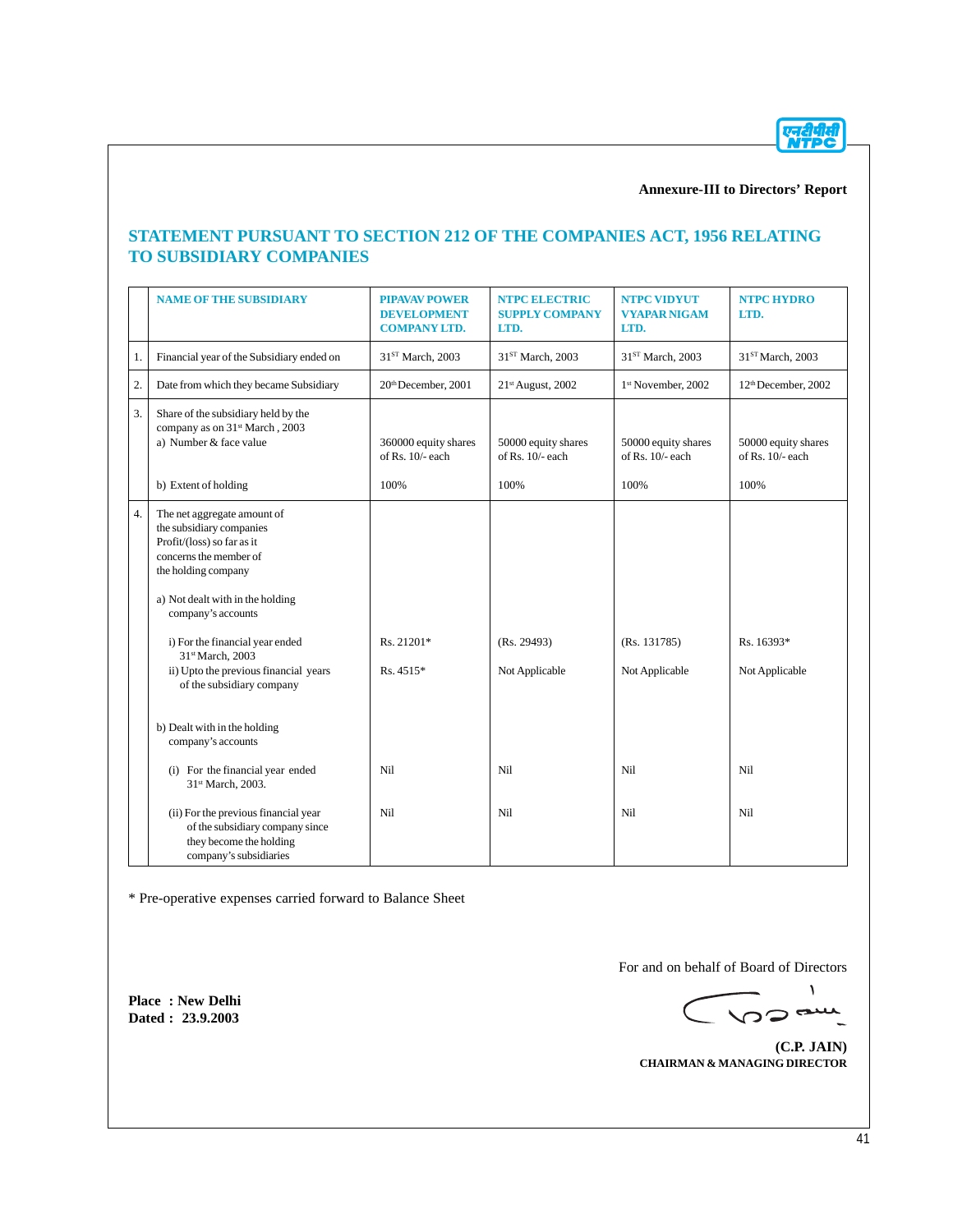**Annexure-III to Directors' Report**

## STATEMENT PURSUANT TO SECTION 212 OF THE COMPANIES ACT, 1956 RELATING TO SUBSIDIARY COMPANIES

| | NAME OF THE SUBSIDIARY | PIPAVAV POWER DEVELOPMENT COMPANY LTD. | NTPC ELECTRIC SUPPLY COMPANY LTD. | NTPC VIDYUT VYAPAR NIGAM LTD. | NTPC HYDRO LTD. |
|---|---|---|---|---|---|
| 1. | Financial year of the Subsidiary ended on | 31ST March, 2003 | 31ST March, 2003 | 31ST March, 2003 | 31ST March, 2003 |
| 2. | Date from which they became Subsidiary | 20th December, 2001 | 21st August, 2002 | 1st November, 2002 | 12th December, 2002 |
| 3. | Share of the subsidiary held by the company as on 31st March , 2003 | | | | |
| | a) Number & face value | 360000 equity shares of Rs. 10/- each | 50000 equity shares of Rs. 10/- each | 50000 equity shares of Rs. 10/- each | 50000 equity shares of Rs. 10/- each |
| | b) Extent of holding | 100% | 100% | 100% | 100% |
| 4. | The net aggregate amount of the subsidiary companies Profit/(loss) so far as it concerns the member of the holding company | | | | |
| | a) Not dealt with in the holding company's accounts | | | | |
| | i) For the financial year ended 31st March, 2003 | Rs. 21201* | (Rs. 29493) | (Rs. 131785) | Rs. 16393* |
| | ii) Upto the previous financial years of the subsidiary company | Rs. 4515* | Not Applicable | Not Applicable | Not Applicable |
| | b) Dealt with in the holding company's accounts | | | | |
| | (i) For the financial year ended 31st March, 2003. | Nil | Nil | Nil | Nil |
| | (ii) For the previous financial year of the subsidiary company since they become the holding company's subsidiaries | Nil | Nil | Nil | Nil |

* Pre-operative expenses carried forward to Balance Sheet

For and on behalf of Board of Directors

**Place : New Delhi**
**Dated : 23.9.2003**

**(C.P. JAIN)**
**CHAIRMAN & MANAGING DIRECTOR**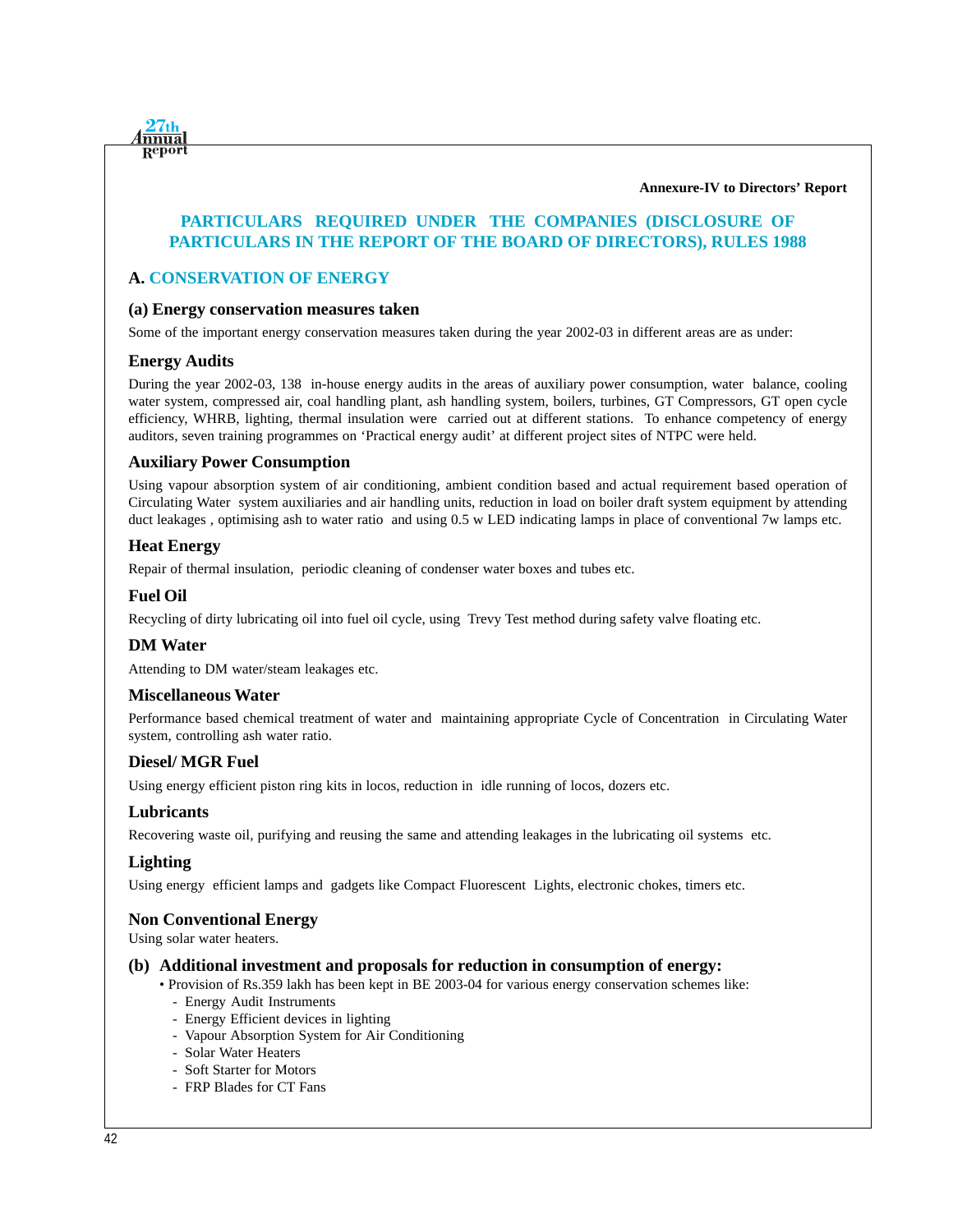**Annexure-IV to Directors' Report**

# PARTICULARS REQUIRED UNDER THE COMPANIES (DISCLOSURE OF PARTICULARS IN THE REPORT OF THE BOARD OF DIRECTORS), RULES 1988

## A. CONSERVATION OF ENERGY

### (a) Energy conservation measures taken

Some of the important energy conservation measures taken during the year 2002-03 in different areas are as under:

### Energy Audits

During the year 2002-03, 138 in-house energy audits in the areas of auxiliary power consumption, water balance, cooling water system, compressed air, coal handling plant, ash handling system, boilers, turbines, GT Compressors, GT open cycle efficiency, WHRB, lighting, thermal insulation were carried out at different stations. To enhance competency of energy auditors, seven training programmes on 'Practical energy audit' at different project sites of NTPC were held.

### Auxiliary Power Consumption

Using vapour absorption system of air conditioning, ambient condition based and actual requirement based operation of Circulating Water system auxiliaries and air handling units, reduction in load on boiler draft system equipment by attending duct leakages , optimising ash to water ratio and using 0.5 w LED indicating lamps in place of conventional 7w lamps etc.

### Heat Energy

Repair of thermal insulation, periodic cleaning of condenser water boxes and tubes etc.

### Fuel Oil

Recycling of dirty lubricating oil into fuel oil cycle, using Trevy Test method during safety valve floating etc.

### DM Water

Attending to DM water/steam leakages etc.

### Miscellaneous Water

Performance based chemical treatment of water and maintaining appropriate Cycle of Concentration in Circulating Water system, controlling ash water ratio.

### Diesel/ MGR Fuel

Using energy efficient piston ring kits in locos, reduction in idle running of locos, dozers etc.

### Lubricants

Recovering waste oil, purifying and reusing the same and attending leakages in the lubricating oil systems etc.

### Lighting

Using energy efficient lamps and gadgets like Compact Fluorescent Lights, electronic chokes, timers etc.

### Non Conventional Energy

Using solar water heaters.

### (b) Additional investment and proposals for reduction in consumption of energy:

- Provision of Rs.359 lakh has been kept in BE 2003-04 for various energy conservation schemes like:
  - Energy Audit Instruments
  - Energy Efficient devices in lighting
  - Vapour Absorption System for Air Conditioning
  - Solar Water Heaters
  - Soft Starter for Motors
  - FRP Blades for CT Fans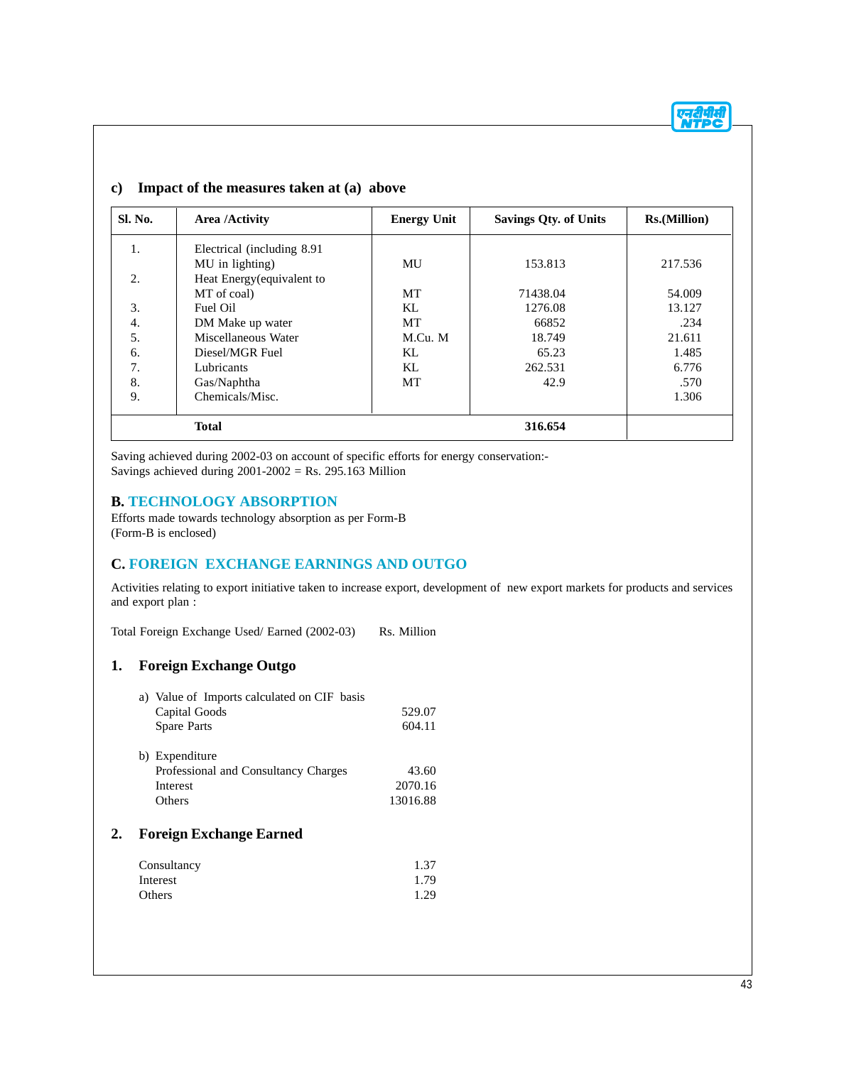### c) Impact of the measures taken at (a) above

| Sl. No. | Area /Activity | Energy Unit | Savings Qty. of Units | Rs.(Million) |
|---|---|---|---|---|
| 1. | Electrical (including 8.91 MU in lighting) | MU | 153.813 | 217.536 |
| 2. | Heat Energy(equivalent to MT of coal) | MT | 71438.04 | 54.009 |
| 3. | Fuel Oil | KL | 1276.08 | 13.127 |
| 4. | DM Make up water | MT | 66852 | .234 |
| 5. | Miscellaneous Water | M.Cu. M | 18.749 | 21.611 |
| 6. | Diesel/MGR Fuel | KL | 65.23 | 1.485 |
| 7. | Lubricants | KL | 262.531 | 6.776 |
| 8. | Gas/Naphtha | MT | 42.9 | .570 |
| 9. | Chemicals/Misc. | | | 1.306 |
| | **Total** | | **316.654** | |

Saving achieved during 2002-03 on account of specific efforts for energy conservation:-
Savings achieved during 2001-2002 = Rs. 295.163 Million

## B. TECHNOLOGY ABSORPTION

Efforts made towards technology absorption as per Form-B
(Form-B is enclosed)

## C. FOREIGN EXCHANGE EARNINGS AND OUTGO

Activities relating to export initiative taken to increase export, development of new export markets for products and services and export plan :

Total Foreign Exchange Used/ Earned (2002-03) Rs. Million

### 1. Foreign Exchange Outgo

| | Rs. Million |
|---|---|
| a) Value of Imports calculated on CIF basis | |
| Capital Goods | 529.07 |
| Spare Parts | 604.11 |
| b) Expenditure | |
| Professional and Consultancy Charges | 43.60 |
| Interest | 2070.16 |
| Others | 13016.88 |

### 2. Foreign Exchange Earned

| | Rs. Million |
|---|---|
| Consultancy | 1.37 |
| Interest | 1.79 |
| Others | 1.29 |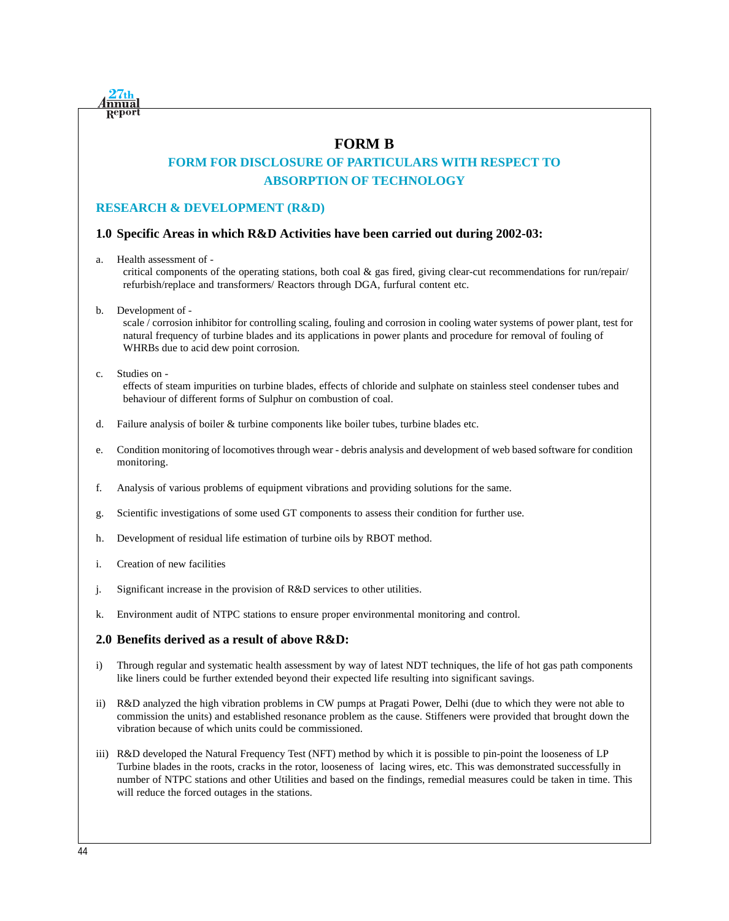# FORM B

## FORM FOR DISCLOSURE OF PARTICULARS WITH RESPECT TO ABSORPTION OF TECHNOLOGY

### RESEARCH & DEVELOPMENT (R&D)

### 1.0 Specific Areas in which R&D Activities have been carried out during 2002-03:

a. Health assessment of -
   critical components of the operating stations, both coal & gas fired, giving clear-cut recommendations for run/repair/ refurbish/replace and transformers/ Reactors through DGA, furfural content etc.

b. Development of -
   scale / corrosion inhibitor for controlling scaling, fouling and corrosion in cooling water systems of power plant, test for natural frequency of turbine blades and its applications in power plants and procedure for removal of fouling of WHRBs due to acid dew point corrosion.

c. Studies on -
   effects of steam impurities on turbine blades, effects of chloride and sulphate on stainless steel condenser tubes and behaviour of different forms of Sulphur on combustion of coal.

d. Failure analysis of boiler & turbine components like boiler tubes, turbine blades etc.

e. Condition monitoring of locomotives through wear - debris analysis and development of web based software for condition monitoring.

f. Analysis of various problems of equipment vibrations and providing solutions for the same.

g. Scientific investigations of some used GT components to assess their condition for further use.

h. Development of residual life estimation of turbine oils by RBOT method.

i. Creation of new facilities

j. Significant increase in the provision of R&D services to other utilities.

k. Environment audit of NTPC stations to ensure proper environmental monitoring and control.

### 2.0 Benefits derived as a result of above R&D:

i) Through regular and systematic health assessment by way of latest NDT techniques, the life of hot gas path components like liners could be further extended beyond their expected life resulting into significant savings.

ii) R&D analyzed the high vibration problems in CW pumps at Pragati Power, Delhi (due to which they were not able to commission the units) and established resonance problem as the cause. Stiffeners were provided that brought down the vibration because of which units could be commissioned.

iii) R&D developed the Natural Frequency Test (NFT) method by which it is possible to pin-point the looseness of LP Turbine blades in the roots, cracks in the rotor, looseness of lacing wires, etc. This was demonstrated successfully in number of NTPC stations and other Utilities and based on the findings, remedial measures could be taken in time. This will reduce the forced outages in the stations.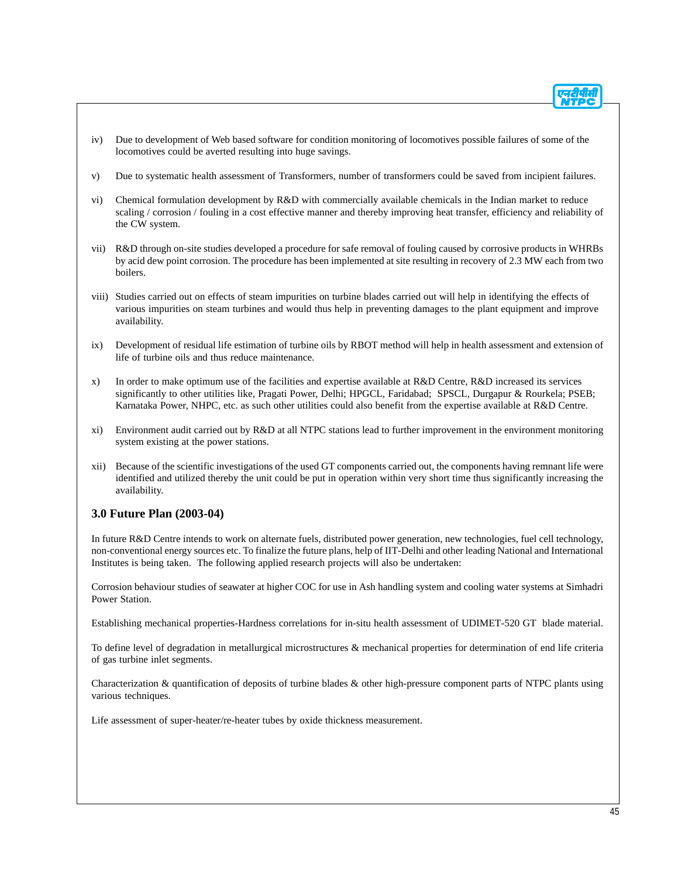iv) Due to development of Web based software for condition monitoring of locomotives possible failures of some of the locomotives could be averted resulting into huge savings.

v) Due to systematic health assessment of Transformers, number of transformers could be saved from incipient failures.

vi) Chemical formulation development by R&D with commercially available chemicals in the Indian market to reduce scaling / corrosion / fouling in a cost effective manner and thereby improving heat transfer, efficiency and reliability of the CW system.

vii) R&D through on-site studies developed a procedure for safe removal of fouling caused by corrosive products in WHRBs by acid dew point corrosion. The procedure has been implemented at site resulting in recovery of 2.3 MW each from two boilers.

viii) Studies carried out on effects of steam impurities on turbine blades carried out will help in identifying the effects of various impurities on steam turbines and would thus help in preventing damages to the plant equipment and improve availability.

ix) Development of residual life estimation of turbine oils by RBOT method will help in health assessment and extension of life of turbine oils and thus reduce maintenance.

x) In order to make optimum use of the facilities and expertise available at R&D Centre, R&D increased its services significantly to other utilities like, Pragati Power, Delhi; HPGCL, Faridabad; SPSCL, Durgapur & Rourkela; PSEB; Karnataka Power, NHPC, etc. as such other utilities could also benefit from the expertise available at R&D Centre.

xi) Environment audit carried out by R&D at all NTPC stations lead to further improvement in the environment monitoring system existing at the power stations.

xii) Because of the scientific investigations of the used GT components carried out, the components having remnant life were identified and utilized thereby the unit could be put in operation within very short time thus significantly increasing the availability.

### 3.0 Future Plan (2003-04)

In future R&D Centre intends to work on alternate fuels, distributed power generation, new technologies, fuel cell technology, non-conventional energy sources etc. To finalize the future plans, help of IIT-Delhi and other leading National and International Institutes is being taken. The following applied research projects will also be undertaken:

Corrosion behaviour studies of seawater at higher COC for use in Ash handling system and cooling water systems at Simhadri Power Station.

Establishing mechanical properties-Hardness correlations for in-situ health assessment of UDIMET-520 GT blade material.

To define level of degradation in metallurgical microstructures & mechanical properties for determination of end life criteria of gas turbine inlet segments.

Characterization & quantification of deposits of turbine blades & other high-pressure component parts of NTPC plants using various techniques.

Life assessment of super-heater/re-heater tubes by oxide thickness measurement.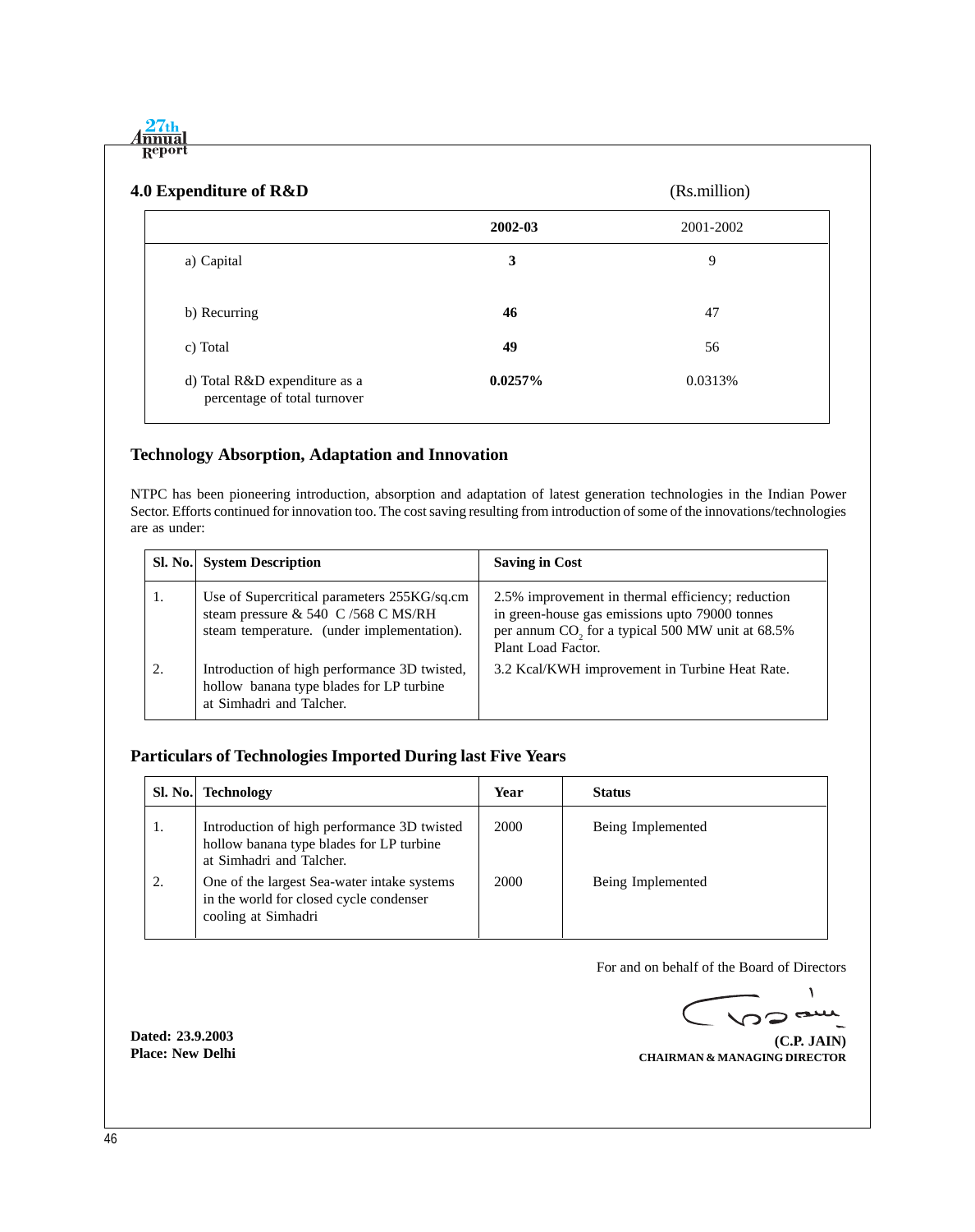## 4.0 Expenditure of R&D

(Rs.million)

| | **2002-03** | 2001-2002 |
|---|---|---|
| a) Capital | **3** | 9 |
| b) Recurring | **46** | 47 |
| c) Total | **49** | 56 |
| d) Total R&D expenditure as a percentage of total turnover | **0.0257%** | 0.0313% |

## Technology Absorption, Adaptation and Innovation

NTPC has been pioneering introduction, absorption and adaptation of latest generation technologies in the Indian Power Sector. Efforts continued for innovation too. The cost saving resulting from introduction of some of the innovations/technologies are as under:

| **Sl. No.** | **System Description** | **Saving in Cost** |
|---|---|---|
| 1. | Use of Supercritical parameters 255KG/sq.cm steam pressure & 540 C /568 C MS/RH steam temperature. (under implementation). | 2.5% improvement in thermal efficiency; reduction in green-house gas emissions upto 79000 tonnes per annum $CO_2$ for a typical 500 MW unit at 68.5% Plant Load Factor. |
| 2. | Introduction of high performance 3D twisted, hollow banana type blades for LP turbine at Simhadri and Talcher. | 3.2 Kcal/KWH improvement in Turbine Heat Rate. |

## Particulars of Technologies Imported During last Five Years

| **Sl. No.** | **Technology** | **Year** | **Status** |
|---|---|---|---|
| 1. | Introduction of high performance 3D twisted hollow banana type blades for LP turbine at Simhadri and Talcher. | 2000 | Being Implemented |
| 2. | One of the largest Sea-water intake systems in the world for closed cycle condenser cooling at Simhadri | 2000 | Being Implemented |

For and on behalf of the Board of Directors

**Dated: 23.9.2003**
**Place: New Delhi**

**(C.P. JAIN)**
**CHAIRMAN & MANAGING DIRECTOR**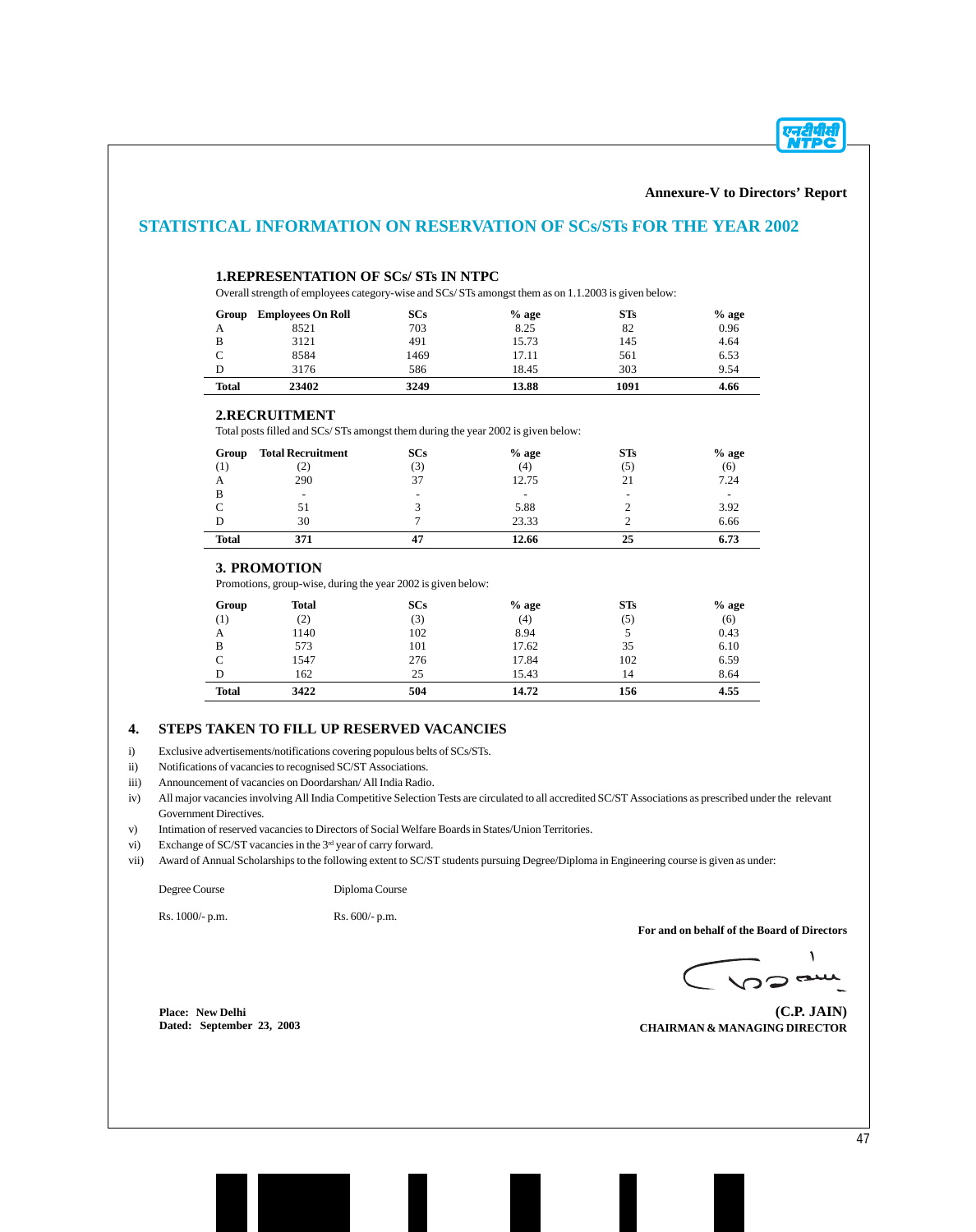Annexure-V to Directors' Report

# STATISTICAL INFORMATION ON RESERVATION OF SCs/STs FOR THE YEAR 2002

## 1.REPRESENTATION OF SCs/ STs IN NTPC

Overall strength of employees category-wise and SCs/ STs amongst them as on 1.1.2003 is given below:

| Group | Employees On Roll | SCs | % age | STs | % age |
|---|---|---|---|---|---|
| A | 8521 | 703 | 8.25 | 82 | 0.96 |
| B | 3121 | 491 | 15.73 | 145 | 4.64 |
| C | 8584 | 1469 | 17.11 | 561 | 6.53 |
| D | 3176 | 586 | 18.45 | 303 | 9.54 |
| **Total** | **23402** | **3249** | **13.88** | **1091** | **4.66** |

## 2.RECRUITMENT

Total posts filled and SCs/ STs amongst them during the year 2002 is given below:

| Group | Total Recruitment | SCs | % age | STs | % age |
|---|---|---|---|---|---|
| (1) | (2) | (3) | (4) | (5) | (6) |
| A | 290 | 37 | 12.75 | 21 | 7.24 |
| B | - | - | - | - | - |
| C | 51 | 3 | 5.88 | 2 | 3.92 |
| D | 30 | 7 | 23.33 | 2 | 6.66 |
| **Total** | **371** | **47** | **12.66** | **25** | **6.73** |

## 3. PROMOTION

Promotions, group-wise, during the year 2002 is given below:

| Group | Total | SCs | % age | STs | % age |
|---|---|---|---|---|---|
| (1) | (2) | (3) | (4) | (5) | (6) |
| A | 1140 | 102 | 8.94 | 5 | 0.43 |
| B | 573 | 101 | 17.62 | 35 | 6.10 |
| C | 1547 | 276 | 17.84 | 102 | 6.59 |
| D | 162 | 25 | 15.43 | 14 | 8.64 |
| **Total** | **3422** | **504** | **14.72** | **156** | **4.55** |

## 4. STEPS TAKEN TO FILL UP RESERVED VACANCIES

i) Exclusive advertisements/notifications covering populous belts of SCs/STs.

ii) Notifications of vacancies to recognised SC/ST Associations.

iii) Announcement of vacancies on Doordarshan/ All India Radio.

iv) All major vacancies involving All India Competitive Selection Tests are circulated to all accredited SC/ST Associations as prescribed under the relevant Government Directives.

v) Intimation of reserved vacancies to Directors of Social Welfare Boards in States/Union Territories.

vi) Exchange of SC/ST vacancies in the 3rd year of carry forward.

vii) Award of Annual Scholarships to the following extent to SC/ST students pursuing Degree/Diploma in Engineering course is given as under:

| Degree Course | Diploma Course |
|---|---|
| Rs. 1000/- p.m. | Rs. 600/- p.m. |

**For and on behalf of the Board of Directors**

**(C.P. JAIN)**
**CHAIRMAN & MANAGING DIRECTOR**

**Place: New Delhi**
**Dated: September 23, 2003**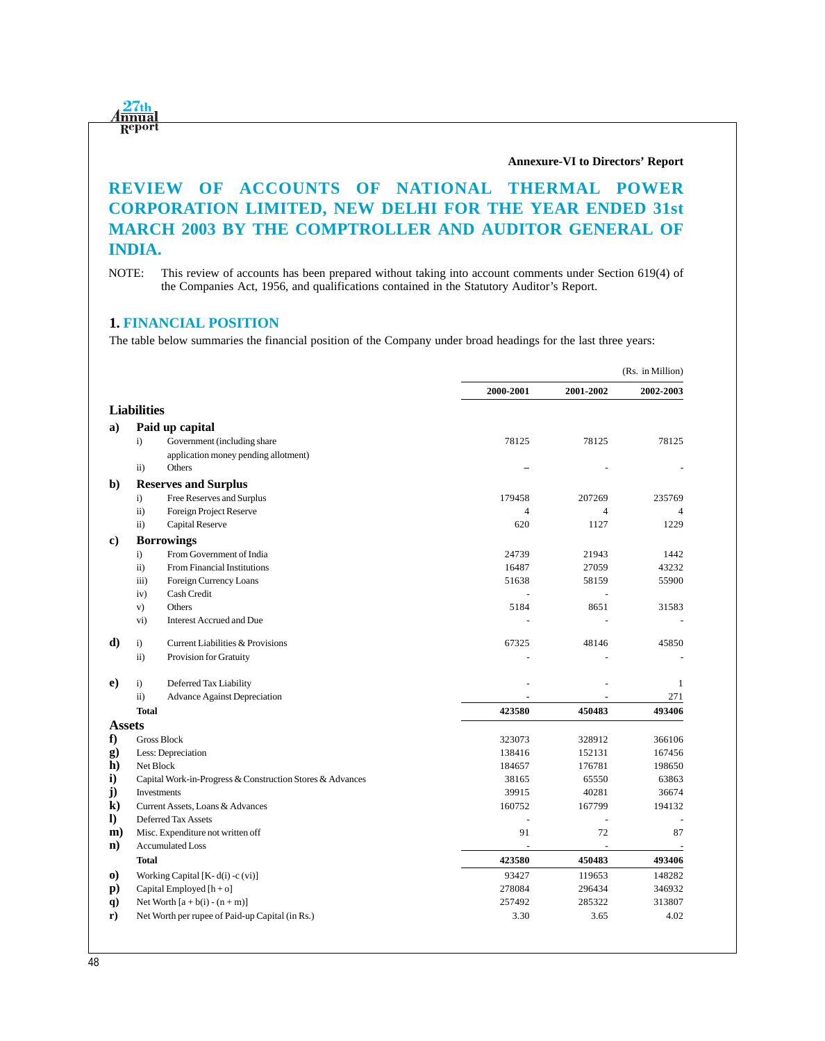**Annexure-VI to Directors' Report**

# REVIEW OF ACCOUNTS OF NATIONAL THERMAL POWER CORPORATION LIMITED, NEW DELHI FOR THE YEAR ENDED 31st MARCH 2003 BY THE COMPTROLLER AND AUDITOR GENERAL OF INDIA.

NOTE: This review of accounts has been prepared without taking into account comments under Section 619(4) of the Companies Act, 1956, and qualifications contained in the Statutory Auditor's Report.

## 1. FINANCIAL POSITION

The table below summaries the financial position of the Company under broad headings for the last three years:

(Rs. in Million)

| | | | 2000-2001 | 2001-2002 | 2002-2003 |
|---|---|---|---|---|---|
| **Liabilities** | | | | | |
| **a)** | **Paid up capital** | | | | |
| | i) | Government (including share application money pending allotment) | 78125 | 78125 | 78125 |
| | ii) | Others | – | - | - |
| **b)** | **Reserves and Surplus** | | | | |
| | i) | Free Reserves and Surplus | 179458 | 207269 | 235769 |
| | ii) | Foreign Project Reserve | 4 | 4 | 4 |
| | ii) | Capital Reserve | 620 | 1127 | 1229 |
| **c)** | **Borrowings** | | | | |
| | i) | From Government of India | 24739 | 21943 | 1442 |
| | ii) | From Financial Institutions | 16487 | 27059 | 43232 |
| | iii) | Foreign Currency Loans | 51638 | 58159 | 55900 |
| | iv) | Cash Credit | - | - | |
| | v) | Others | 5184 | 8651 | 31583 |
| | vi) | Interest Accrued and Due | - | - | - |
| **d)** | i) | Current Liabilities & Provisions | 67325 | 48146 | 45850 |
| | ii) | Provision for Gratuity | - | - | - |
| **e)** | i) | Deferred Tax Liability | - | - | 1 |
| | ii) | Advance Against Depreciation | - | - | 271 |
| | **Total** | | **423580** | **450483** | **493406** |
| **Assets** | | | | | |
| **f)** | Gross Block | | 323073 | 328912 | 366106 |
| **g)** | Less: Depreciation | | 138416 | 152131 | 167456 |
| **h)** | Net Block | | 184657 | 176781 | 198650 |
| **i)** | Capital Work-in-Progress & Construction Stores & Advances | | 38165 | 65550 | 63863 |
| **j)** | Investments | | 39915 | 40281 | 36674 |
| **k)** | Current Assets, Loans & Advances | | 160752 | 167799 | 194132 |
| **l)** | Deferred Tax Assets | | - | - | - |
| **m)** | Misc. Expenditure not written off | | 91 | 72 | 87 |
| **n)** | Accumulated Loss | | - | - | - |
| | **Total** | | **423580** | **450483** | **493406** |
| **o)** | Working Capital [K- d(i) -c (vi)] | | 93427 | 119653 | 148282 |
| **p)** | Capital Employed [h + o] | | 278084 | 296434 | 346932 |
| **q)** | Net Worth [a + b(i) - (n + m)] | | 257492 | 285322 | 313807 |
| **r)** | Net Worth per rupee of Paid-up Capital (in Rs.) | | 3.30 | 3.65 | 4.02 |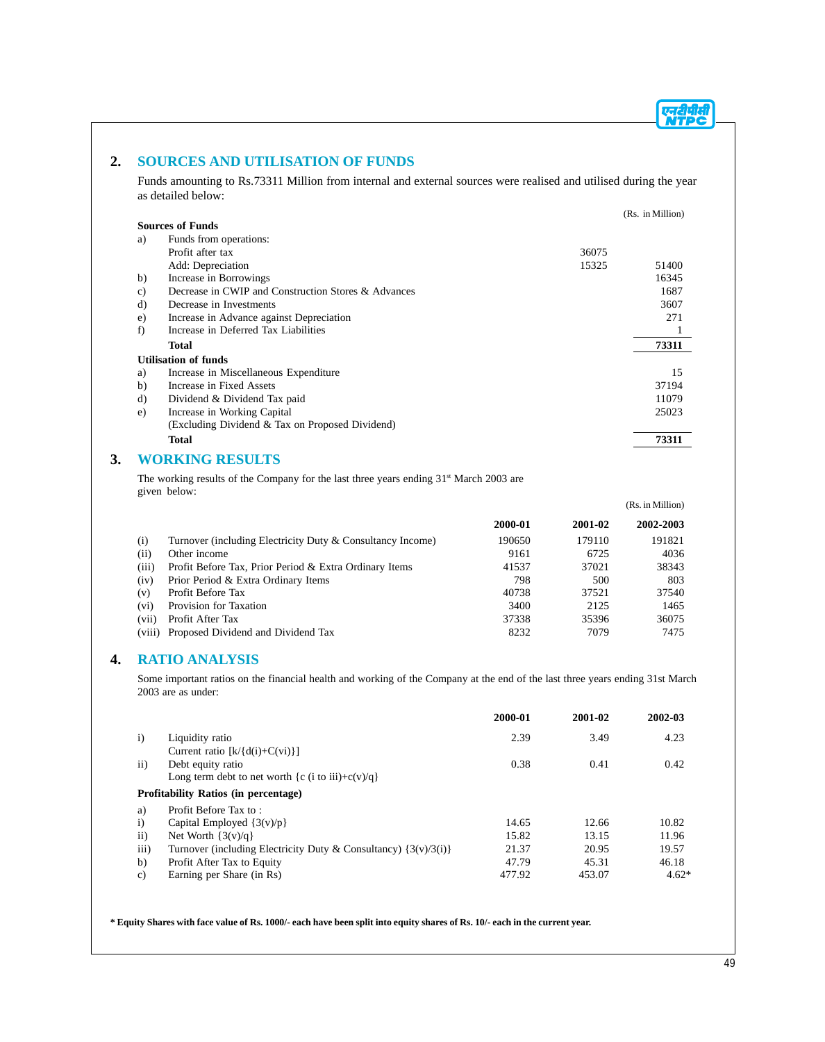## 2. SOURCES AND UTILISATION OF FUNDS

Funds amounting to Rs.73311 Million from internal and external sources were realised and utilised during the year as detailed below:

(Rs. in Million)

| | | | |
|---|---|---|---|
| **Sources of Funds** | | | |
| a) | Funds from operations: | | |
| | Profit after tax | 36075 | |
| | Add: Depreciation | 15325 | 51400 |
| b) | Increase in Borrowings | | 16345 |
| c) | Decrease in CWIP and Construction Stores & Advances | | 1687 |
| d) | Decrease in Investments | | 3607 |
| e) | Increase in Advance against Depreciation | | 271 |
| f) | Increase in Deferred Tax Liabilities | | 1 |
| | **Total** | | **73311** |
| **Utilisation of funds** | | | |
| a) | Increase in Miscellaneous Expenditure | | 15 |
| b) | Increase in Fixed Assets | | 37194 |
| d) | Dividend & Dividend Tax paid | | 11079 |
| e) | Increase in Working Capital (Excluding Dividend & Tax on Proposed Dividend) | | 25023 |
| | **Total** | | **73311** |

## 3. WORKING RESULTS

The working results of the Company for the last three years ending 31st March 2003 are given below:

(Rs. in Million)

| | | 2000-01 | 2001-02 | 2002-2003 |
|---|---|---|---|---|
| (i) | Turnover (including Electricity Duty & Consultancy Income) | 190650 | 179110 | 191821 |
| (ii) | Other income | 9161 | 6725 | 4036 |
| (iii) | Profit Before Tax, Prior Period & Extra Ordinary Items | 41537 | 37021 | 38343 |
| (iv) | Prior Period & Extra Ordinary Items | 798 | 500 | 803 |
| (v) | Profit Before Tax | 40738 | 37521 | 37540 |
| (vi) | Provision for Taxation | 3400 | 2125 | 1465 |
| (vii) | Profit After Tax | 37338 | 35396 | 36075 |
| (viii) | Proposed Dividend and Dividend Tax | 8232 | 7079 | 7475 |

## 4. RATIO ANALYSIS

Some important ratios on the financial health and working of the Company at the end of the last three years ending 31st March 2003 are as under:

| | | 2000-01 | 2001-02 | 2002-03 |
|---|---|---|---|---|
| i) | Liquidity ratio<br>Current ratio [k/{d(i)+C(vi)}] | 2.39 | 3.49 | 4.23 |
| ii) | Debt equity ratio<br>Long term debt to net worth {c (i to iii)+c(v)/q} | 0.38 | 0.41 | 0.42 |
| **Profitability Ratios (in percentage)** | | | | |
| a) | Profit Before Tax to : | | | |
| i) | Capital Employed {3(v)/p} | 14.65 | 12.66 | 10.82 |
| ii) | Net Worth {3(v)/q} | 15.82 | 13.15 | 11.96 |
| iii) | Turnover (including Electricity Duty & Consultancy) {3(v)/3(i)} | 21.37 | 20.95 | 19.57 |
| b) | Profit After Tax to Equity | 47.79 | 45.31 | 46.18 |
| c) | Earning per Share (in Rs) | 477.92 | 453.07 | 4.62* |

**\* Equity Shares with face value of Rs. 1000/- each have been split into equity shares of Rs. 10/- each in the current year.**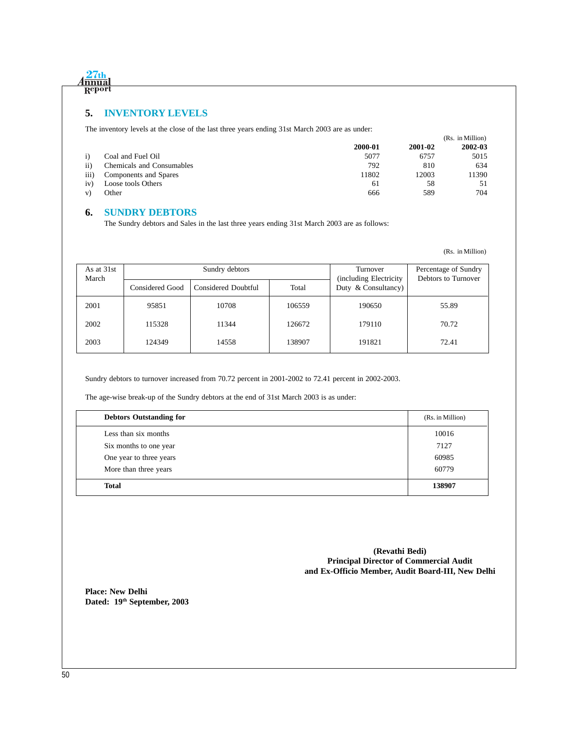## 5. INVENTORY LEVELS

The inventory levels at the close of the last three years ending 31st March 2003 are as under:

(Rs. in Million)

| | | 2000-01 | 2001-02 | 2002-03 |
|---|---|---|---|---|
| i) | Coal and Fuel Oil | 5077 | 6757 | 5015 |
| ii) | Chemicals and Consumables | 792 | 810 | 634 |
| iii) | Components and Spares | 11802 | 12003 | 11390 |
| iv) | Loose tools Others | 61 | 58 | 51 |
| v) | Other | 666 | 589 | 704 |

## 6. SUNDRY DEBTORS

The Sundry debtors and Sales in the last three years ending 31st March 2003 are as follows:

(Rs. in Million)

| As at 31st March | Sundry debtors | | | Turnover (including Electricity Duty & Consultancy) | Percentage of Sundry Debtors to Turnover |
|---|---|---|---|---|---|
| | Considered Good | Considered Doubtful | Total | | |
| 2001 | 95851 | 10708 | 106559 | 190650 | 55.89 |
| 2002 | 115328 | 11344 | 126672 | 179110 | 70.72 |
| 2003 | 124349 | 14558 | 138907 | 191821 | 72.41 |

Sundry debtors to turnover increased from 70.72 percent in 2001-2002 to 72.41 percent in 2002-2003.

The age-wise break-up of the Sundry debtors at the end of 31st March 2003 is as under:

| **Debtors Outstanding for** | (Rs. in Million) |
|---|---|
| Less than six months | 10016 |
| Six months to one year | 7127 |
| One year to three years | 60985 |
| More than three years | 60779 |
| **Total** | **138907** |

**(Revathi Bedi)**
**Principal Director of Commercial Audit**
**and Ex-Officio Member, Audit Board-III, New Delhi**

**Place: New Delhi**
**Dated: 19th September, 2003**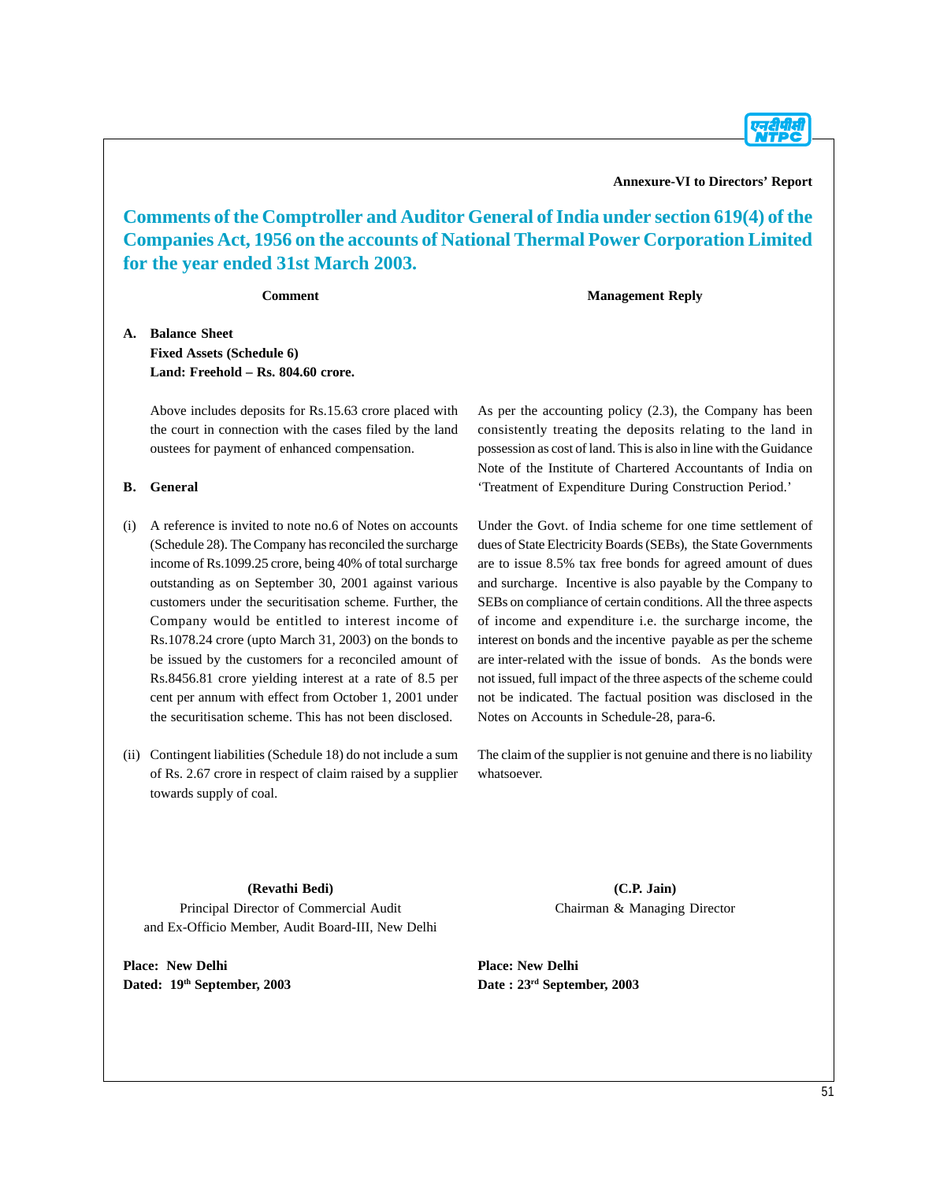**Annexure-VI to Directors' Report**

# Comments of the Comptroller and Auditor General of India under section 619(4) of the Companies Act, 1956 on the accounts of National Thermal Power Corporation Limited for the year ended 31st March 2003.

| Comment | Management Reply |
|---|---|
| **A. Balance Sheet**<br>**Fixed Assets (Schedule 6)**<br>**Land: Freehold – Rs. 804.60 crore.**<br><br>Above includes deposits for Rs.15.63 crore placed with the court in connection with the cases filed by the land oustees for payment of enhanced compensation. | As per the accounting policy (2.3), the Company has been consistently treating the deposits relating to the land in possession as cost of land. This is also in line with the Guidance Note of the Institute of Chartered Accountants of India on 'Treatment of Expenditure During Construction Period.' |
| **B. General**<br><br>(i) A reference is invited to note no.6 of Notes on accounts (Schedule 28). The Company has reconciled the surcharge income of Rs.1099.25 crore, being 40% of total surcharge outstanding as on September 30, 2001 against various customers under the securitisation scheme. Further, the Company would be entitled to interest income of Rs.1078.24 crore (upto March 31, 2003) on the bonds to be issued by the customers for a reconciled amount of Rs.8456.81 crore yielding interest at a rate of 8.5 per cent per annum with effect from October 1, 2001 under the securitisation scheme. This has not been disclosed. | Under the Govt. of India scheme for one time settlement of dues of State Electricity Boards (SEBs), the State Governments are to issue 8.5% tax free bonds for agreed amount of dues and surcharge. Incentive is also payable by the Company to SEBs on compliance of certain conditions. All the three aspects of income and expenditure i.e. the surcharge income, the interest on bonds and the incentive payable as per the scheme are inter-related with the issue of bonds. As the bonds were not issued, full impact of the three aspects of the scheme could not be indicated. The factual position was disclosed in the Notes on Accounts in Schedule-28, para-6. |
| (ii) Contingent liabilities (Schedule 18) do not include a sum of Rs. 2.67 crore in respect of claim raised by a supplier towards supply of coal. | The claim of the supplier is not genuine and there is no liability whatsoever. |

**(Revathi Bedi)**
Principal Director of Commercial Audit
and Ex-Officio Member, Audit Board-III, New Delhi

**Place: New Delhi**
**Dated: 19th September, 2003**

**(C.P. Jain)**
Chairman & Managing Director

**Place: New Delhi**
**Date : 23rd September, 2003**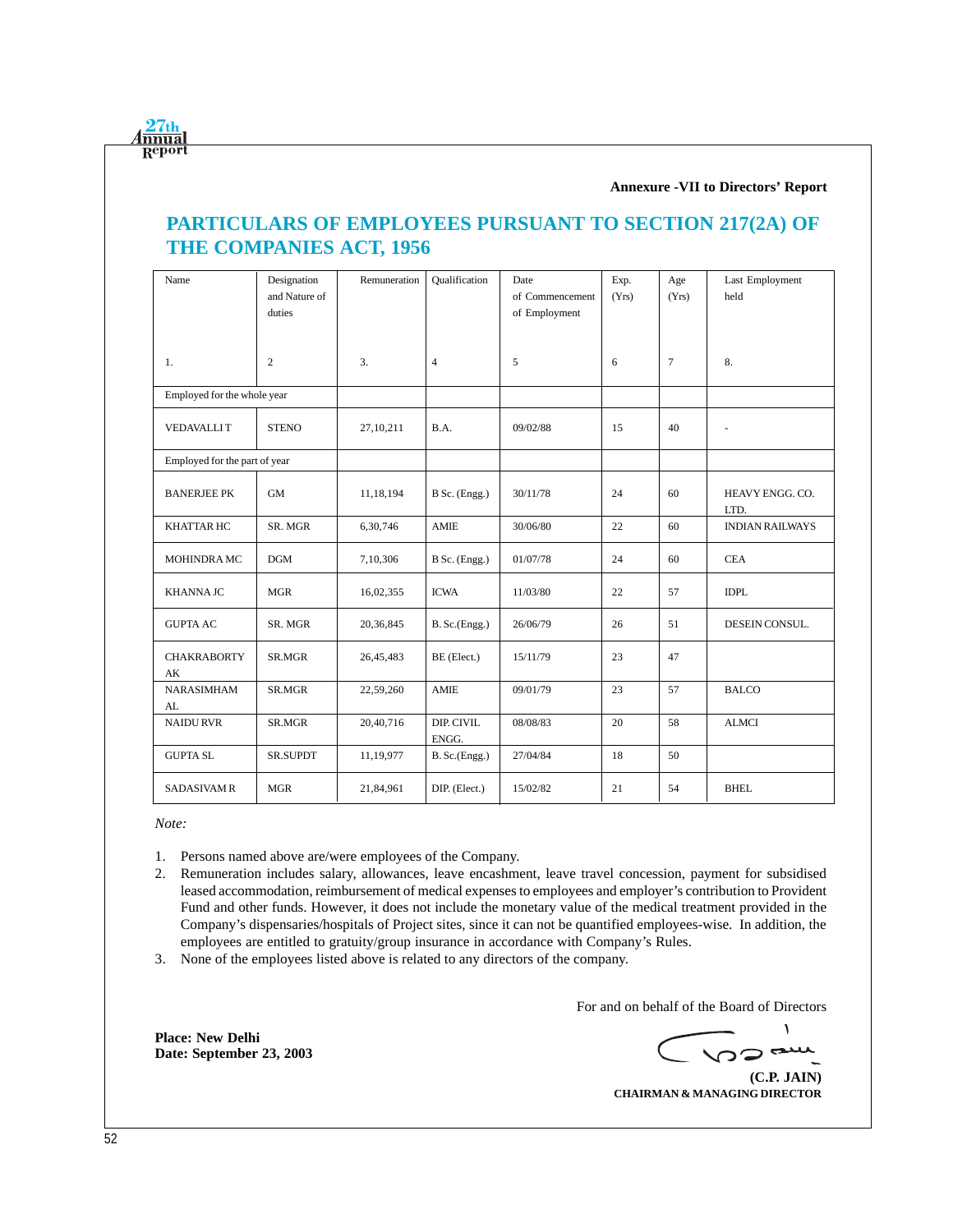**Annexure -VII to Directors' Report**

## PARTICULARS OF EMPLOYEES PURSUANT TO SECTION 217(2A) OF THE COMPANIES ACT, 1956

| Name | Designation and Nature of duties | Remuneration | Qualification | Date of Commencement of Employment | Exp. (Yrs) | Age (Yrs) | Last Employment held |
|---|---|---|---|---|---|---|---|
| 1. | 2 | 3. | 4 | 5 | 6 | 7 | 8. |
| Employed for the whole year | | | | | | | |
| VEDAVALLI T | STENO | 27,10,211 | B.A. | 09/02/88 | 15 | 40 | - |
| Employed for the part of year | | | | | | | |
| BANERJEE PK | GM | 11,18,194 | B Sc. (Engg.) | 30/11/78 | 24 | 60 | HEAVY ENGG. CO. LTD. |
| KHATTAR HC | SR. MGR | 6,30,746 | AMIE | 30/06/80 | 22 | 60 | INDIAN RAILWAYS |
| MOHINDRA MC | DGM | 7,10,306 | B Sc. (Engg.) | 01/07/78 | 24 | 60 | CEA |
| KHANNA JC | MGR | 16,02,355 | ICWA | 11/03/80 | 22 | 57 | IDPL |
| GUPTA AC | SR. MGR | 20,36,845 | B. Sc.(Engg.) | 26/06/79 | 26 | 51 | DESEIN CONSUL. |
| CHAKRABORTY AK | SR.MGR | 26,45,483 | BE (Elect.) | 15/11/79 | 23 | 47 | |
| NARASIMHAM AL | SR.MGR | 22,59,260 | AMIE | 09/01/79 | 23 | 57 | BALCO |
| NAIDU RVR | SR.MGR | 20,40,716 | DIP. CIVIL ENGG. | 08/08/83 | 20 | 58 | ALMCI |
| GUPTA SL | SR.SUPDT | 11,19,977 | B. Sc.(Engg.) | 27/04/84 | 18 | 50 | |
| SADASIVAM R | MGR | 21,84,961 | DIP. (Elect.) | 15/02/82 | 21 | 54 | BHEL |

*Note:*

1. Persons named above are/were employees of the Company.
2. Remuneration includes salary, allowances, leave encashment, leave travel concession, payment for subsidised leased accommodation, reimbursement of medical expenses to employees and employer's contribution to Provident Fund and other funds. However, it does not include the monetary value of the medical treatment provided in the Company's dispensaries/hospitals of Project sites, since it can not be quantified employees-wise. In addition, the employees are entitled to gratuity/group insurance in accordance with Company's Rules.
3. None of the employees listed above is related to any directors of the company.

For and on behalf of the Board of Directors

**Place: New Delhi**
**Date: September 23, 2003**

**(C.P. JAIN)**
**CHAIRMAN & MANAGING DIRECTOR**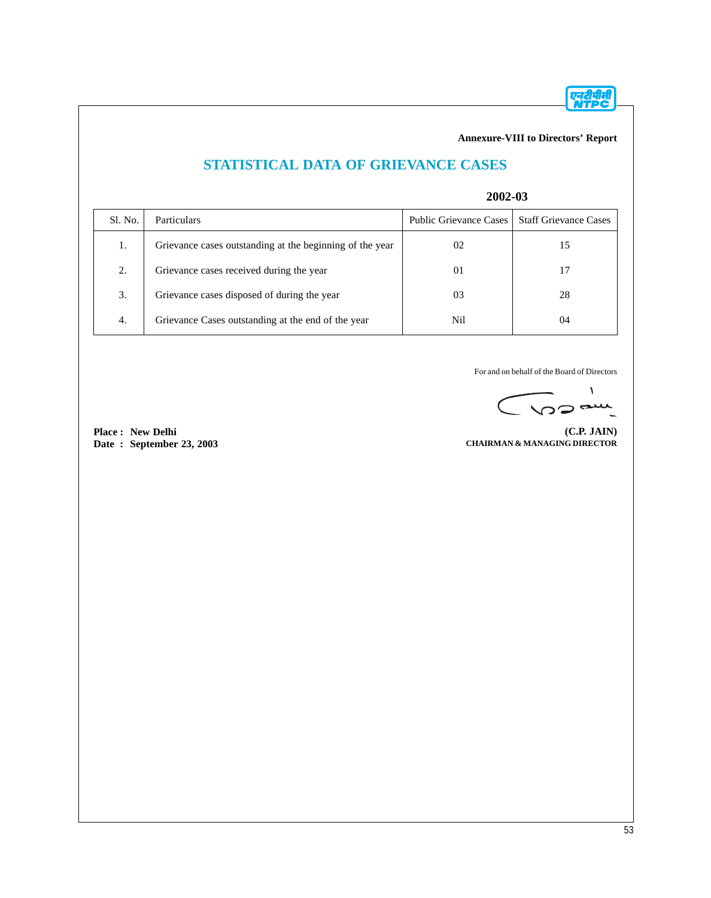**Annexure-VIII to Directors' Report**

# STATISTICAL DATA OF GRIEVANCE CASES

**2002-03**

| Sl. No. | Particulars | Public Grievance Cases | Staff Grievance Cases |
|---|---|---|---|
| 1. | Grievance cases outstanding at the beginning of the year | 02 | 15 |
| 2. | Grievance cases received during the year | 01 | 17 |
| 3. | Grievance cases disposed of during the year | 03 | 28 |
| 4. | Grievance Cases outstanding at the end of the year | Nil | 04 |

For and on behalf of the Board of Directors

**(C.P. JAIN)**
**CHAIRMAN & MANAGING DIRECTOR**

**Place : New Delhi**
**Date : September 23, 2003**